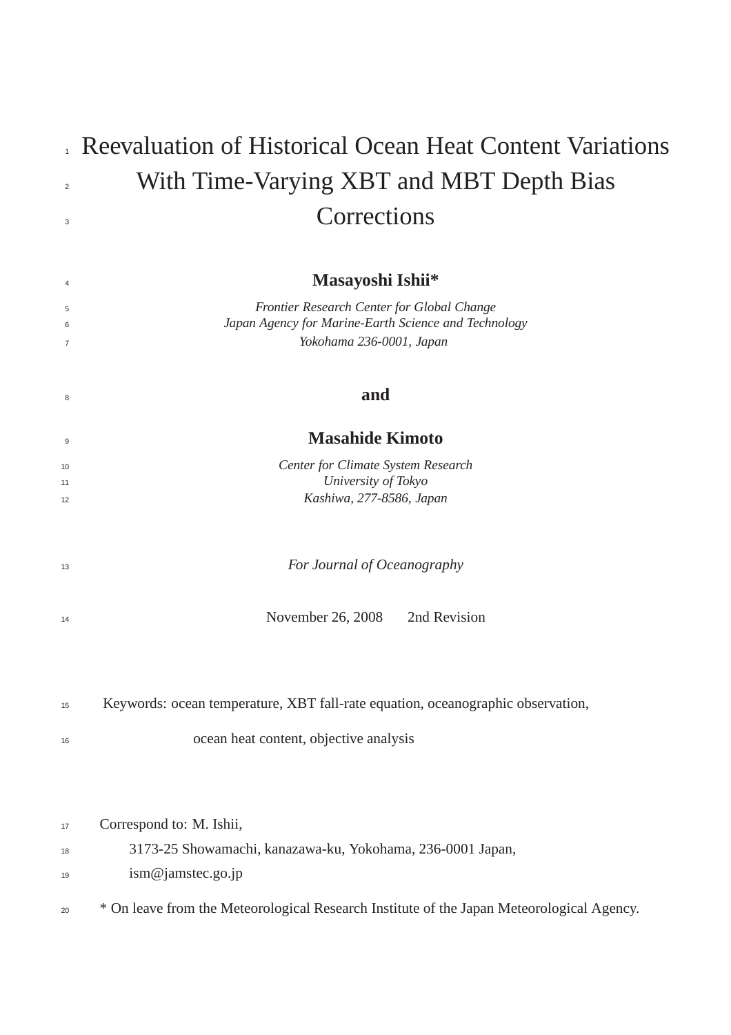# Reevaluation of Historical Ocean Heat Content Variations With Time-Varying XBT and MBT Depth Bias Corrections

**Masayoshi Ishii***

*Frontier Research Center for Global Change*
*Japan Agency for Marine-Earth Science and Technology*
*Yokohama 236-0001, Japan*

**and**

**Masahide Kimoto**

*Center for Climate System Research*
*University of Tokyo*
*Kashiwa, 277-8586, Japan*

*For Journal of Oceanography*

November 26, 2008 2nd Revision

Keywords: ocean temperature, XBT fall-rate equation, oceanographic observation, ocean heat content, objective analysis

Correspond to: M. Ishii,
3173-25 Showamachi, kanazawa-ku, Yokohama, 236-0001 Japan,
ism@jamstec.go.jp

* On leave from the Meteorological Research Institute of the Japan Meteorological Agency.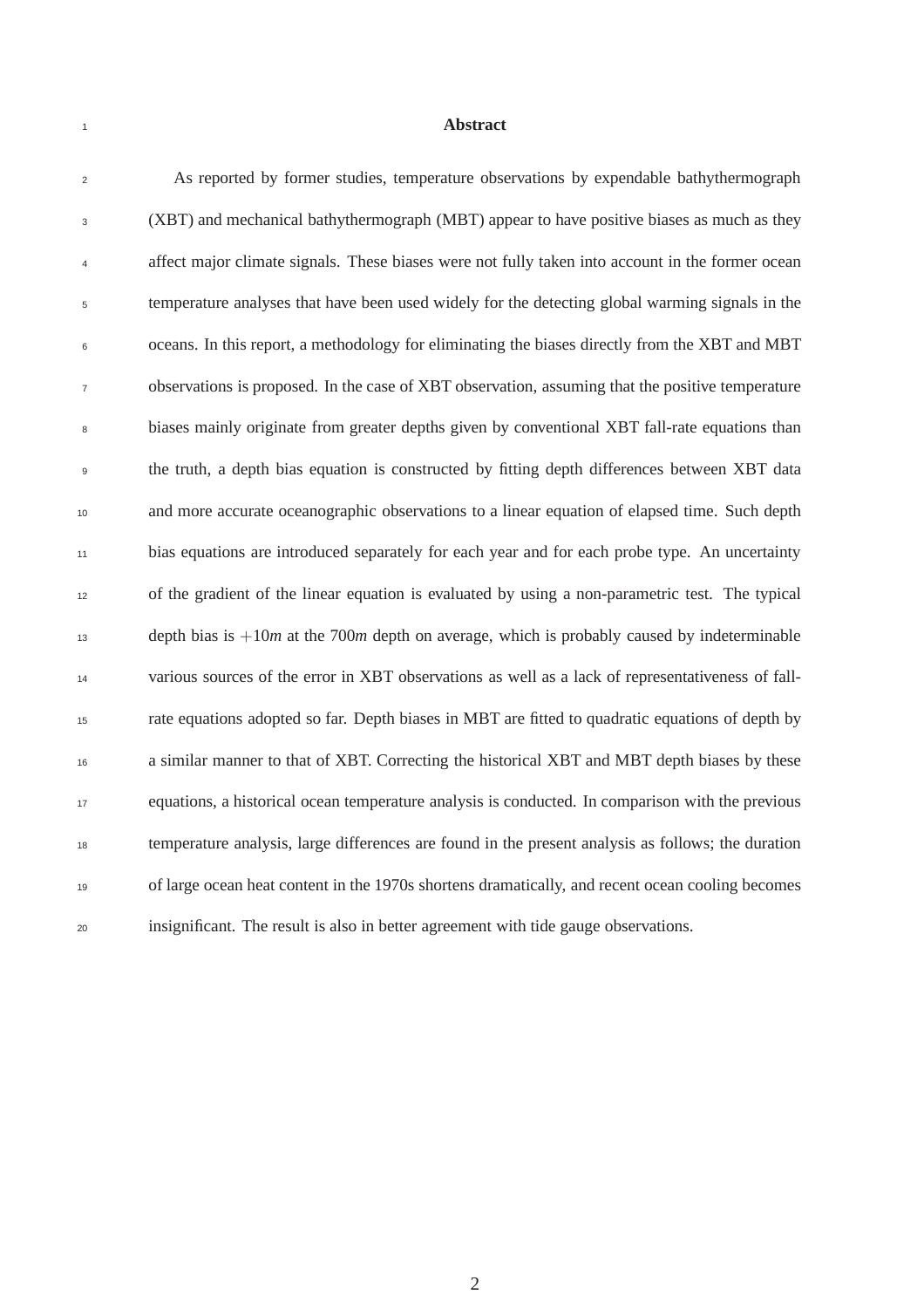## Abstract

As reported by former studies, temperature observations by expendable bathythermograph (XBT) and mechanical bathythermograph (MBT) appear to have positive biases as much as they affect major climate signals. These biases were not fully taken into account in the former ocean temperature analyses that have been used widely for the detecting global warming signals in the oceans. In this report, a methodology for eliminating the biases directly from the XBT and MBT observations is proposed. In the case of XBT observation, assuming that the positive temperature biases mainly originate from greater depths given by conventional XBT fall-rate equations than the truth, a depth bias equation is constructed by fitting depth differences between XBT data and more accurate oceanographic observations to a linear equation of elapsed time. Such depth bias equations are introduced separately for each year and for each probe type. An uncertainty of the gradient of the linear equation is evaluated by using a non-parametric test. The typical depth bias is $+10m$ at the $700m$ depth on average, which is probably caused by indeterminable various sources of the error in XBT observations as well as a lack of representativeness of fall-rate equations adopted so far. Depth biases in MBT are fitted to quadratic equations of depth by a similar manner to that of XBT. Correcting the historical XBT and MBT depth biases by these equations, a historical ocean temperature analysis is conducted. In comparison with the previous temperature analysis, large differences are found in the present analysis as follows; the duration of large ocean heat content in the 1970s shortens dramatically, and recent ocean cooling becomes insignificant. The result is also in better agreement with tide gauge observations.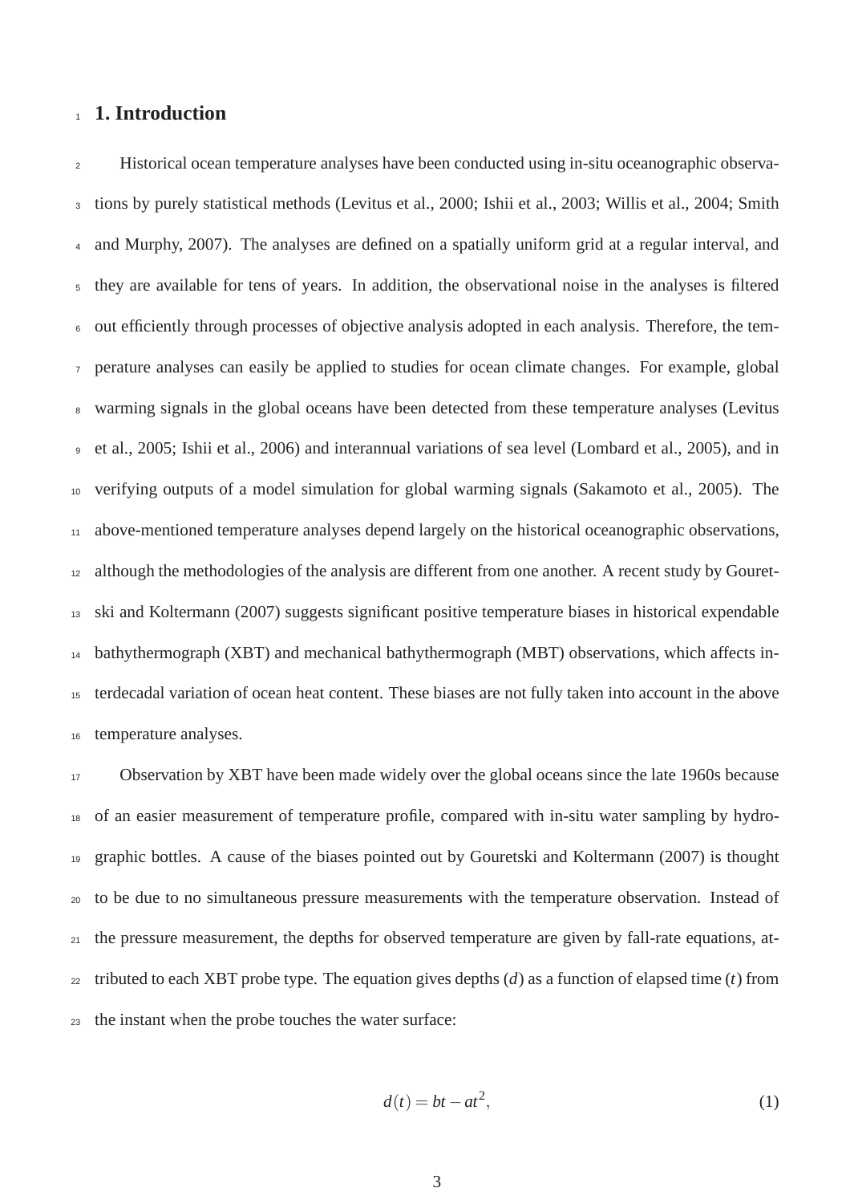# 1. Introduction

Historical ocean temperature analyses have been conducted using in-situ oceanographic observations by purely statistical methods (Levitus et al., 2000; Ishii et al., 2003; Willis et al., 2004; Smith and Murphy, 2007). The analyses are defined on a spatially uniform grid at a regular interval, and they are available for tens of years. In addition, the observational noise in the analyses is filtered out efficiently through processes of objective analysis adopted in each analysis. Therefore, the temperature analyses can easily be applied to studies for ocean climate changes. For example, global warming signals in the global oceans have been detected from these temperature analyses (Levitus et al., 2005; Ishii et al., 2006) and interannual variations of sea level (Lombard et al., 2005), and in verifying outputs of a model simulation for global warming signals (Sakamoto et al., 2005). The above-mentioned temperature analyses depend largely on the historical oceanographic observations, although the methodologies of the analysis are different from one another. A recent study by Gouretski and Koltermann (2007) suggests significant positive temperature biases in historical expendable bathythermograph (XBT) and mechanical bathythermograph (MBT) observations, which affects interdecadal variation of ocean heat content. These biases are not fully taken into account in the above temperature analyses.

Observation by XBT have been made widely over the global oceans since the late 1960s because of an easier measurement of temperature profile, compared with in-situ water sampling by hydrographic bottles. A cause of the biases pointed out by Gouretski and Koltermann (2007) is thought to be due to no simultaneous pressure measurements with the temperature observation. Instead of the pressure measurement, the depths for observed temperature are given by fall-rate equations, attributed to each XBT probe type. The equation gives depths ($d$) as a function of elapsed time ($t$) from the instant when the probe touches the water surface:

$$d(t) = bt - at^2, \tag{1}$$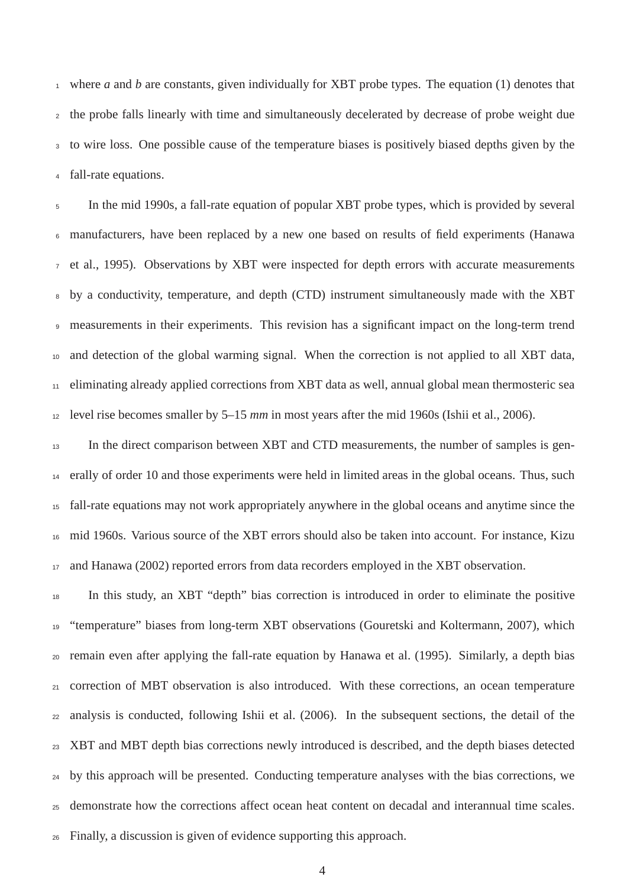where $a$ and $b$ are constants, given individually for XBT probe types. The equation (1) denotes that the probe falls linearly with time and simultaneously decelerated by decrease of probe weight due to wire loss. One possible cause of the temperature biases is positively biased depths given by the fall-rate equations.

In the mid 1990s, a fall-rate equation of popular XBT probe types, which is provided by several manufacturers, have been replaced by a new one based on results of field experiments (Hanawa et al., 1995). Observations by XBT were inspected for depth errors with accurate measurements by a conductivity, temperature, and depth (CTD) instrument simultaneously made with the XBT measurements in their experiments. This revision has a significant impact on the long-term trend and detection of the global warming signal. When the correction is not applied to all XBT data, eliminating already applied corrections from XBT data as well, annual global mean thermosteric sea level rise becomes smaller by 5–15 *mm* in most years after the mid 1960s (Ishii et al., 2006).

In the direct comparison between XBT and CTD measurements, the number of samples is generally of order 10 and those experiments were held in limited areas in the global oceans. Thus, such fall-rate equations may not work appropriately anywhere in the global oceans and anytime since the mid 1960s. Various source of the XBT errors should also be taken into account. For instance, Kizu and Hanawa (2002) reported errors from data recorders employed in the XBT observation.

In this study, an XBT "depth" bias correction is introduced in order to eliminate the positive "temperature" biases from long-term XBT observations (Gouretski and Koltermann, 2007), which remain even after applying the fall-rate equation by Hanawa et al. (1995). Similarly, a depth bias correction of MBT observation is also introduced. With these corrections, an ocean temperature analysis is conducted, following Ishii et al. (2006). In the subsequent sections, the detail of the XBT and MBT depth bias corrections newly introduced is described, and the depth biases detected by this approach will be presented. Conducting temperature analyses with the bias corrections, we demonstrate how the corrections affect ocean heat content on decadal and interannual time scales. Finally, a discussion is given of evidence supporting this approach.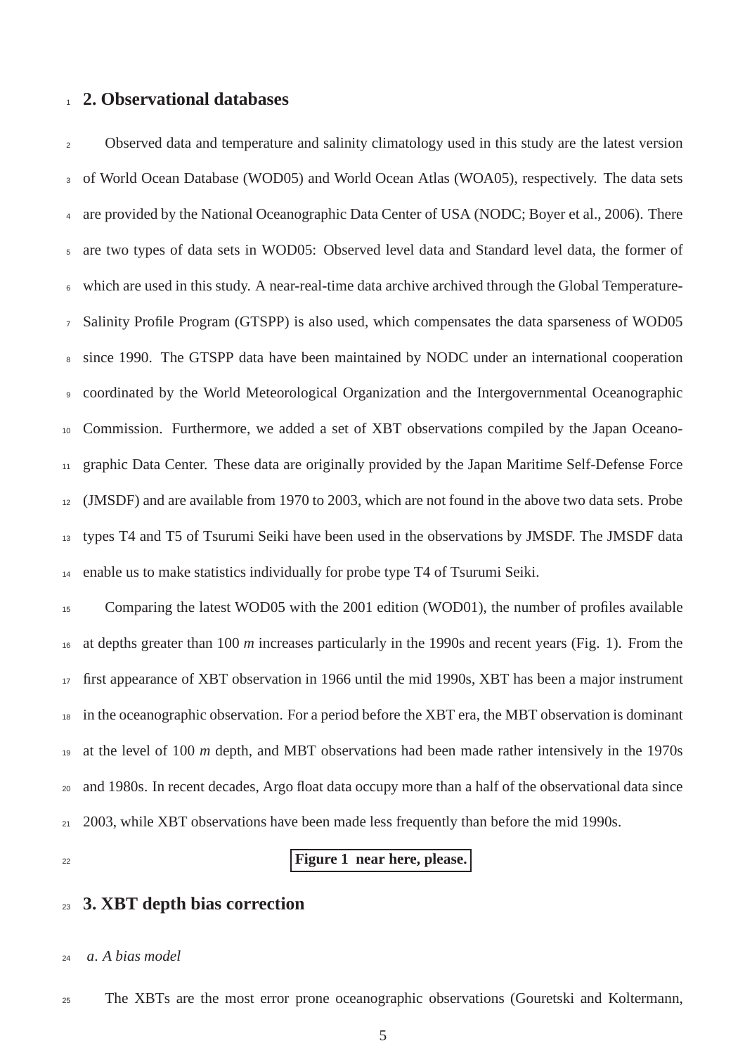## 2. Observational databases

Observed data and temperature and salinity climatology used in this study are the latest version of World Ocean Database (WOD05) and World Ocean Atlas (WOA05), respectively. The data sets are provided by the National Oceanographic Data Center of USA (NODC; Boyer et al., 2006). There are two types of data sets in WOD05: Observed level data and Standard level data, the former of which are used in this study. A near-real-time data archive archived through the Global Temperature-Salinity Profile Program (GTSPP) is also used, which compensates the data sparseness of WOD05 since 1990. The GTSPP data have been maintained by NODC under an international cooperation coordinated by the World Meteorological Organization and the Intergovernmental Oceanographic Commission. Furthermore, we added a set of XBT observations compiled by the Japan Oceanographic Data Center. These data are originally provided by the Japan Maritime Self-Defense Force (JMSDF) and are available from 1970 to 2003, which are not found in the above two data sets. Probe types T4 and T5 of Tsurumi Seiki have been used in the observations by JMSDF. The JMSDF data enable us to make statistics individually for probe type T4 of Tsurumi Seiki.

Comparing the latest WOD05 with the 2001 edition (WOD01), the number of profiles available at depths greater than 100 *m* increases particularly in the 1990s and recent years (Fig. 1). From the first appearance of XBT observation in 1966 until the mid 1990s, XBT has been a major instrument in the oceanographic observation. For a period before the XBT era, the MBT observation is dominant at the level of 100 *m* depth, and MBT observations had been made rather intensively in the 1970s and 1980s. In recent decades, Argo float data occupy more than a half of the observational data since 2003, while XBT observations have been made less frequently than before the mid 1990s.

**Figure 1 near here, please.**

## 3. XBT depth bias correction

### *a. A bias model*

The XBTs are the most error prone oceanographic observations (Gouretski and Koltermann,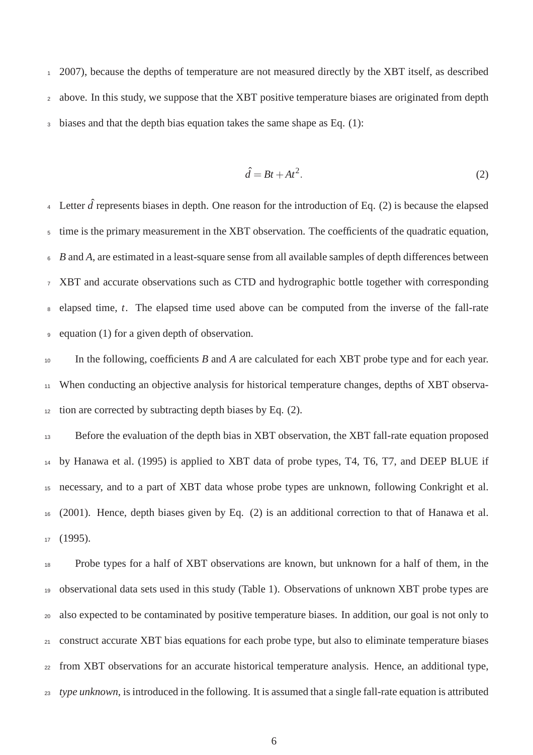2007), because the depths of temperature are not measured directly by the XBT itself, as described above. In this study, we suppose that the XBT positive temperature biases are originated from depth biases and that the depth bias equation takes the same shape as Eq. (1):

$$\hat{d} = Bt + At^2. \tag{2}$$

Letter $\hat{d}$ represents biases in depth. One reason for the introduction of Eq. (2) is because the elapsed time is the primary measurement in the XBT observation. The coefficients of the quadratic equation, $B$ and $A$, are estimated in a least-square sense from all available samples of depth differences between XBT and accurate observations such as CTD and hydrographic bottle together with corresponding elapsed time, $t$. The elapsed time used above can be computed from the inverse of the fall-rate equation (1) for a given depth of observation.

In the following, coefficients $B$ and $A$ are calculated for each XBT probe type and for each year. When conducting an objective analysis for historical temperature changes, depths of XBT observation are corrected by subtracting depth biases by Eq. (2).

Before the evaluation of the depth bias in XBT observation, the XBT fall-rate equation proposed by Hanawa et al. (1995) is applied to XBT data of probe types, T4, T6, T7, and DEEP BLUE if necessary, and to a part of XBT data whose probe types are unknown, following Conkright et al. (2001). Hence, depth biases given by Eq. (2) is an additional correction to that of Hanawa et al. (1995).

Probe types for a half of XBT observations are known, but unknown for a half of them, in the observational data sets used in this study (Table 1). Observations of unknown XBT probe types are also expected to be contaminated by positive temperature biases. In addition, our goal is not only to construct accurate XBT bias equations for each probe type, but also to eliminate temperature biases from XBT observations for an accurate historical temperature analysis. Hence, an additional type, *type unknown*, is introduced in the following. It is assumed that a single fall-rate equation is attributed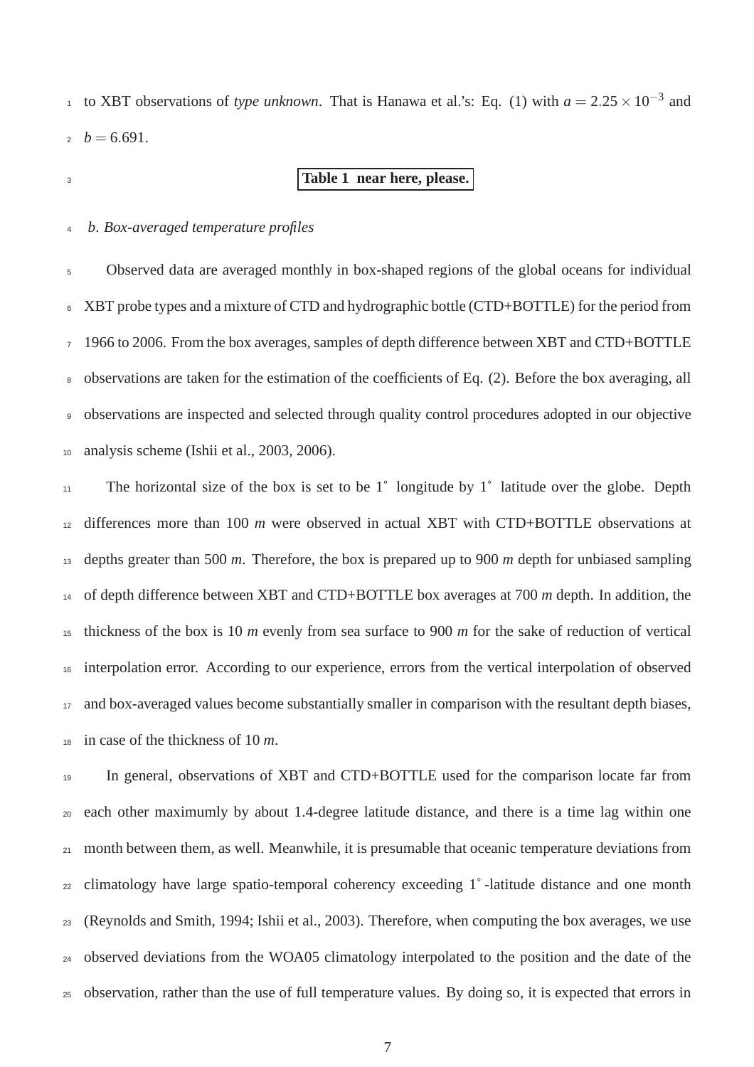to XBT observations of *type unknown*. That is Hanawa et al.'s: Eq. (1) with $a = 2.25 \times 10^{-3}$ and $b = 6.691$.

**Table 1 near here, please.**

### *b. Box-averaged temperature profiles*

Observed data are averaged monthly in box-shaped regions of the global oceans for individual XBT probe types and a mixture of CTD and hydrographic bottle (CTD+BOTTLE) for the period from 1966 to 2006. From the box averages, samples of depth difference between XBT and CTD+BOTTLE observations are taken for the estimation of the coefficients of Eq. (2). Before the box averaging, all observations are inspected and selected through quality control procedures adopted in our objective analysis scheme (Ishii et al., 2003, 2006).

The horizontal size of the box is set to be 1° longitude by 1° latitude over the globe. Depth differences more than 100 *m* were observed in actual XBT with CTD+BOTTLE observations at depths greater than 500 *m*. Therefore, the box is prepared up to 900 *m* depth for unbiased sampling of depth difference between XBT and CTD+BOTTLE box averages at 700 *m* depth. In addition, the thickness of the box is 10 *m* evenly from sea surface to 900 *m* for the sake of reduction of vertical interpolation error. According to our experience, errors from the vertical interpolation of observed and box-averaged values become substantially smaller in comparison with the resultant depth biases, in case of the thickness of 10 *m*.

In general, observations of XBT and CTD+BOTTLE used for the comparison locate far from each other maximumly by about 1.4-degree latitude distance, and there is a time lag within one month between them, as well. Meanwhile, it is presumable that oceanic temperature deviations from climatology have large spatio-temporal coherency exceeding 1°-latitude distance and one month (Reynolds and Smith, 1994; Ishii et al., 2003). Therefore, when computing the box averages, we use observed deviations from the WOA05 climatology interpolated to the position and the date of the observation, rather than the use of full temperature values. By doing so, it is expected that errors in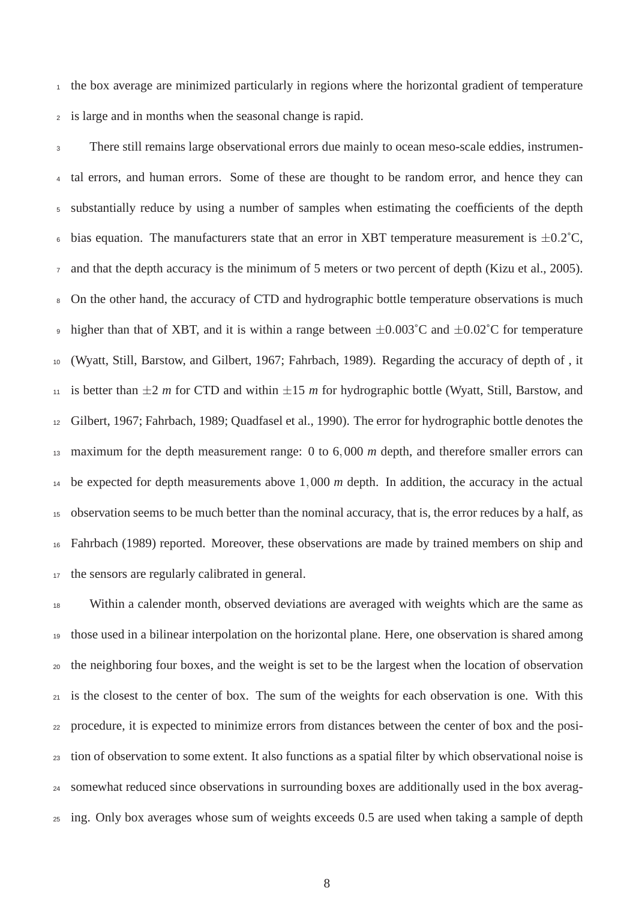the box average are minimized particularly in regions where the horizontal gradient of temperature is large and in months when the seasonal change is rapid.

There still remains large observational errors due mainly to ocean meso-scale eddies, instrumental errors, and human errors. Some of these are thought to be random error, and hence they can substantially reduce by using a number of samples when estimating the coefficients of the depth bias equation. The manufacturers state that an error in XBT temperature measurement is $\pm 0.2$˚C, and that the depth accuracy is the minimum of 5 meters or two percent of depth (Kizu et al., 2005). On the other hand, the accuracy of CTD and hydrographic bottle temperature observations is much higher than that of XBT, and it is within a range between $\pm 0.003$˚C and $\pm 0.02$˚C for temperature (Wyatt, Still, Barstow, and Gilbert, 1967; Fahrbach, 1989). Regarding the accuracy of depth of , it is better than $\pm 2$ *m* for CTD and within $\pm 15$ *m* for hydrographic bottle (Wyatt, Still, Barstow, and Gilbert, 1967; Fahrbach, 1989; Quadfasel et al., 1990). The error for hydrographic bottle denotes the maximum for the depth measurement range: 0 to $6,000$ *m* depth, and therefore smaller errors can be expected for depth measurements above $1,000$ *m* depth. In addition, the accuracy in the actual observation seems to be much better than the nominal accuracy, that is, the error reduces by a half, as Fahrbach (1989) reported. Moreover, these observations are made by trained members on ship and the sensors are regularly calibrated in general.

Within a calender month, observed deviations are averaged with weights which are the same as those used in a bilinear interpolation on the horizontal plane. Here, one observation is shared among the neighboring four boxes, and the weight is set to be the largest when the location of observation is the closest to the center of box. The sum of the weights for each observation is one. With this procedure, it is expected to minimize errors from distances between the center of box and the position of observation to some extent. It also functions as a spatial filter by which observational noise is somewhat reduced since observations in surrounding boxes are additionally used in the box averaging. Only box averages whose sum of weights exceeds 0.5 are used when taking a sample of depth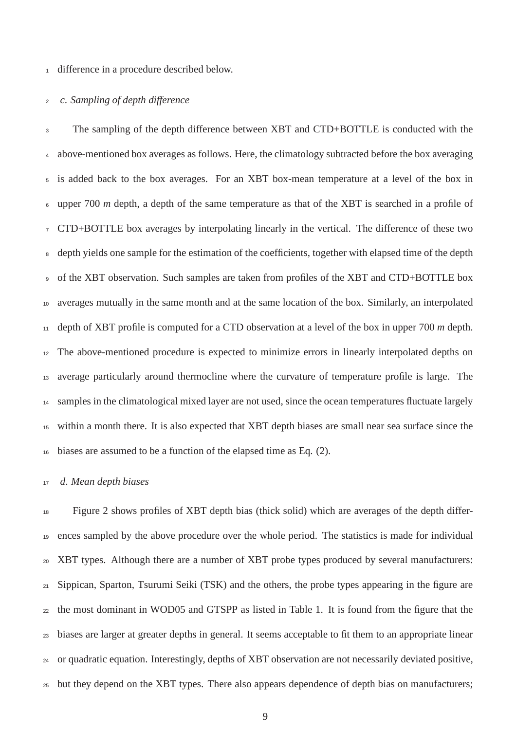difference in a procedure described below.

### *c. Sampling of depth difference*

The sampling of the depth difference between XBT and CTD+BOTTLE is conducted with the above-mentioned box averages as follows. Here, the climatology subtracted before the box averaging is added back to the box averages. For an XBT box-mean temperature at a level of the box in upper 700 *m* depth, a depth of the same temperature as that of the XBT is searched in a profile of CTD+BOTTLE box averages by interpolating linearly in the vertical. The difference of these two depth yields one sample for the estimation of the coefficients, together with elapsed time of the depth of the XBT observation. Such samples are taken from profiles of the XBT and CTD+BOTTLE box averages mutually in the same month and at the same location of the box. Similarly, an interpolated depth of XBT profile is computed for a CTD observation at a level of the box in upper 700 *m* depth. The above-mentioned procedure is expected to minimize errors in linearly interpolated depths on average particularly around thermocline where the curvature of temperature profile is large. The samples in the climatological mixed layer are not used, since the ocean temperatures fluctuate largely within a month there. It is also expected that XBT depth biases are small near sea surface since the biases are assumed to be a function of the elapsed time as Eq. (2).

### *d. Mean depth biases*

Figure 2 shows profiles of XBT depth bias (thick solid) which are averages of the depth differences sampled by the above procedure over the whole period. The statistics is made for individual XBT types. Although there are a number of XBT probe types produced by several manufacturers: Sippican, Sparton, Tsurumi Seiki (TSK) and the others, the probe types appearing in the figure are the most dominant in WOD05 and GTSPP as listed in Table 1. It is found from the figure that the biases are larger at greater depths in general. It seems acceptable to fit them to an appropriate linear or quadratic equation. Interestingly, depths of XBT observation are not necessarily deviated positive, but they depend on the XBT types. There also appears dependence of depth bias on manufacturers;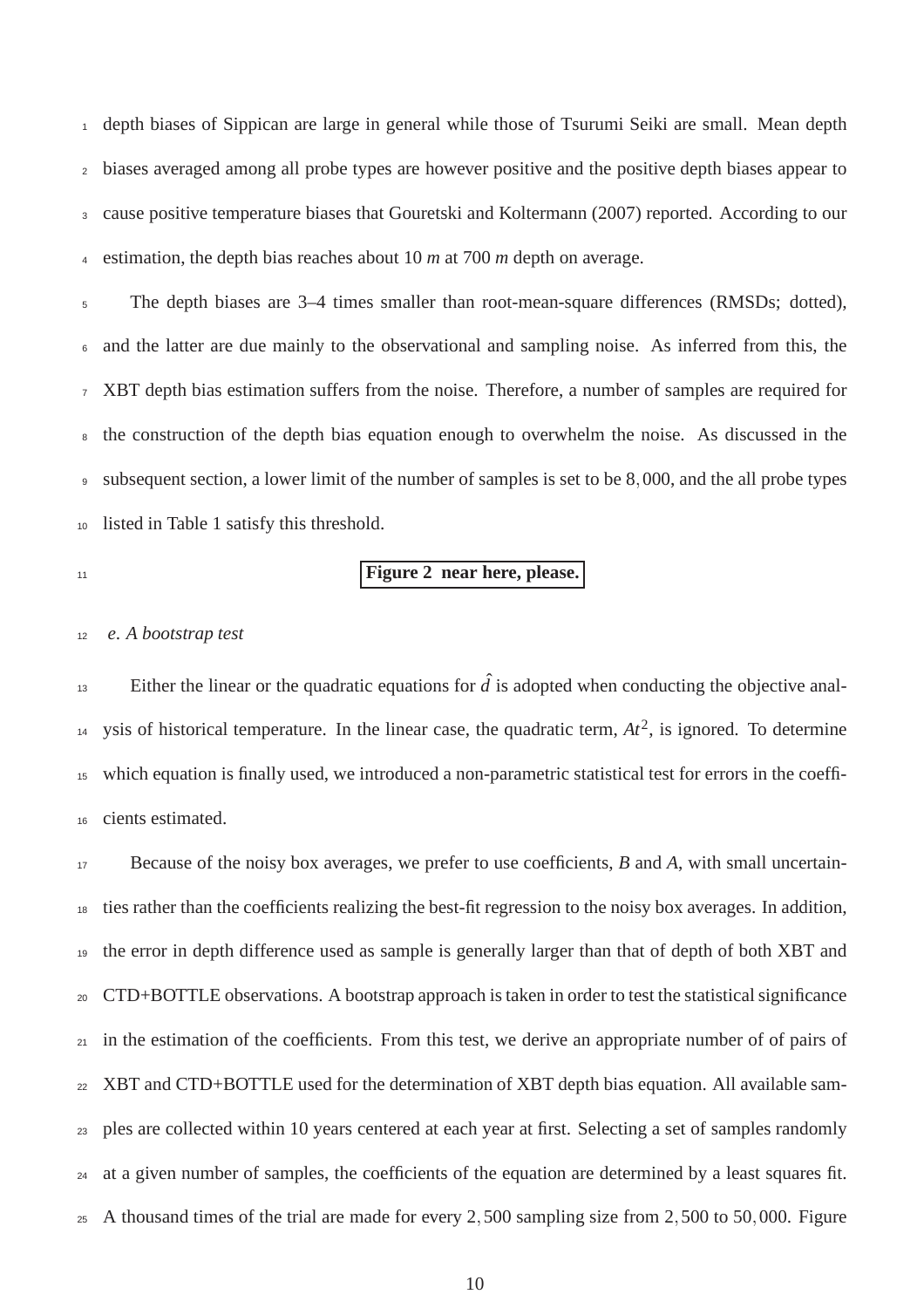depth biases of Sippican are large in general while those of Tsurumi Seiki are small. Mean depth biases averaged among all probe types are however positive and the positive depth biases appear to cause positive temperature biases that Gouretski and Koltermann (2007) reported. According to our estimation, the depth bias reaches about 10 *m* at 700 *m* depth on average.

The depth biases are 3–4 times smaller than root-mean-square differences (RMSDs; dotted), and the latter are due mainly to the observational and sampling noise. As inferred from this, the XBT depth bias estimation suffers from the noise. Therefore, a number of samples are required for the construction of the depth bias equation enough to overwhelm the noise. As discussed in the subsequent section, a lower limit of the number of samples is set to be $8,000$, and the all probe types listed in Table 1 satisfy this threshold.

**Figure 2 near here, please.**

*e. A bootstrap test*

Either the linear or the quadratic equations for $\hat{d}$ is adopted when conducting the objective analysis of historical temperature. In the linear case, the quadratic term, $At^2$, is ignored. To determine which equation is finally used, we introduced a non-parametric statistical test for errors in the coefficients estimated.

Because of the noisy box averages, we prefer to use coefficients, $B$ and $A$, with small uncertainties rather than the coefficients realizing the best-fit regression to the noisy box averages. In addition, the error in depth difference used as sample is generally larger than that of depth of both XBT and CTD+BOTTLE observations. A bootstrap approach is taken in order to test the statistical significance in the estimation of the coefficients. From this test, we derive an appropriate number of of pairs of XBT and CTD+BOTTLE used for the determination of XBT depth bias equation. All available samples are collected within 10 years centered at each year at first. Selecting a set of samples randomly at a given number of samples, the coefficients of the equation are determined by a least squares fit. A thousand times of the trial are made for every $2,500$ sampling size from $2,500$ to $50,000$. Figure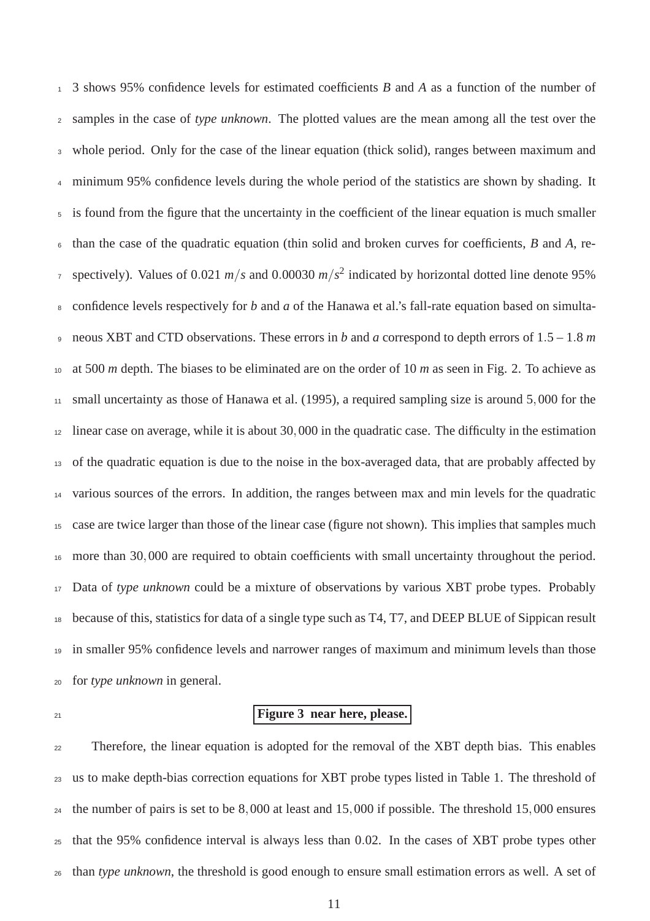3 shows 95% confidence levels for estimated coefficients $B$ and $A$ as a function of the number of samples in the case of *type unknown*. The plotted values are the mean among all the test over the whole period. Only for the case of the linear equation (thick solid), ranges between maximum and minimum 95% confidence levels during the whole period of the statistics are shown by shading. It is found from the figure that the uncertainty in the coefficient of the linear equation is much smaller than the case of the quadratic equation (thin solid and broken curves for coefficients, $B$ and $A$, respectively). Values of $0.021\ m/s$ and $0.00030\ m/s^2$ indicated by horizontal dotted line denote 95% confidence levels respectively for $b$ and $a$ of the Hanawa et al.'s fall-rate equation based on simultaneous XBT and CTD observations. These errors in $b$ and $a$ correspond to depth errors of $1.5 – 1.8\ m$ at $500\ m$ depth. The biases to be eliminated are on the order of $10\ m$ as seen in Fig. 2. To achieve as small uncertainty as those of Hanawa et al. (1995), a required sampling size is around $5,000$ for the linear case on average, while it is about $30,000$ in the quadratic case. The difficulty in the estimation of the quadratic equation is due to the noise in the box-averaged data, that are probably affected by various sources of the errors. In addition, the ranges between max and min levels for the quadratic case are twice larger than those of the linear case (figure not shown). This implies that samples much more than $30,000$ are required to obtain coefficients with small uncertainty throughout the period. Data of *type unknown* could be a mixture of observations by various XBT probe types. Probably because of this, statistics for data of a single type such as T4, T7, and DEEP BLUE of Sippican result in smaller 95% confidence levels and narrower ranges of maximum and minimum levels than those for *type unknown* in general.

**Figure 3 near here, please.**

Therefore, the linear equation is adopted for the removal of the XBT depth bias. This enables us to make depth-bias correction equations for XBT probe types listed in Table 1. The threshold of the number of pairs is set to be $8,000$ at least and $15,000$ if possible. The threshold $15,000$ ensures that the 95% confidence interval is always less than $0.02$. In the cases of XBT probe types other than *type unknown*, the threshold is good enough to ensure small estimation errors as well. A set of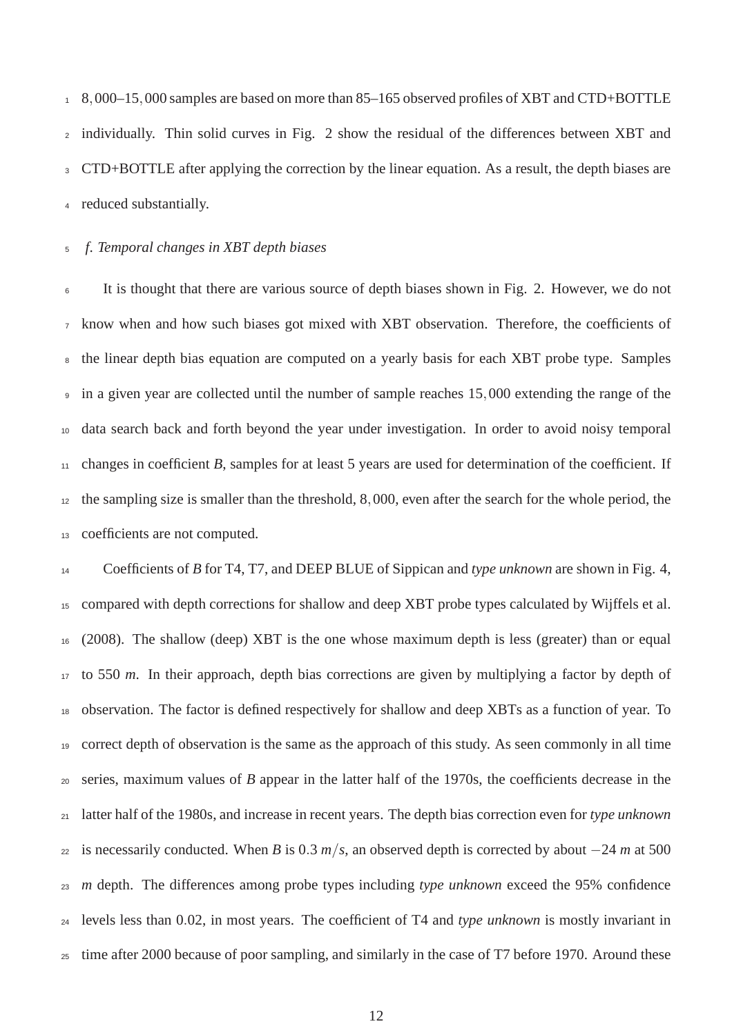8,000–15,000 samples are based on more than 85–165 observed profiles of XBT and CTD+BOTTLE individually. Thin solid curves in Fig. 2 show the residual of the differences between XBT and CTD+BOTTLE after applying the correction by the linear equation. As a result, the depth biases are reduced substantially.

### *f. Temporal changes in XBT depth biases*

It is thought that there are various source of depth biases shown in Fig. 2. However, we do not know when and how such biases got mixed with XBT observation. Therefore, the coefficients of the linear depth bias equation are computed on a yearly basis for each XBT probe type. Samples in a given year are collected until the number of sample reaches 15,000 extending the range of the data search back and forth beyond the year under investigation. In order to avoid noisy temporal changes in coefficient $B$, samples for at least 5 years are used for determination of the coefficient. If the sampling size is smaller than the threshold, 8,000, even after the search for the whole period, the coefficients are not computed.

Coefficients of $B$ for T4, T7, and DEEP BLUE of Sippican and *type unknown* are shown in Fig. 4, compared with depth corrections for shallow and deep XBT probe types calculated by Wijffels et al. (2008). The shallow (deep) XBT is the one whose maximum depth is less (greater) than or equal to 550 $m$. In their approach, depth bias corrections are given by multiplying a factor by depth of observation. The factor is defined respectively for shallow and deep XBTs as a function of year. To correct depth of observation is the same as the approach of this study. As seen commonly in all time series, maximum values of $B$ appear in the latter half of the 1970s, the coefficients decrease in the latter half of the 1980s, and increase in recent years. The depth bias correction even for *type unknown* is necessarily conducted. When $B$ is $0.3\ m/s$, an observed depth is corrected by about $-24\ m$ at 500 $m$ depth. The differences among probe types including *type unknown* exceed the 95% confidence levels less than 0.02, in most years. The coefficient of T4 and *type unknown* is mostly invariant in time after 2000 because of poor sampling, and similarly in the case of T7 before 1970. Around these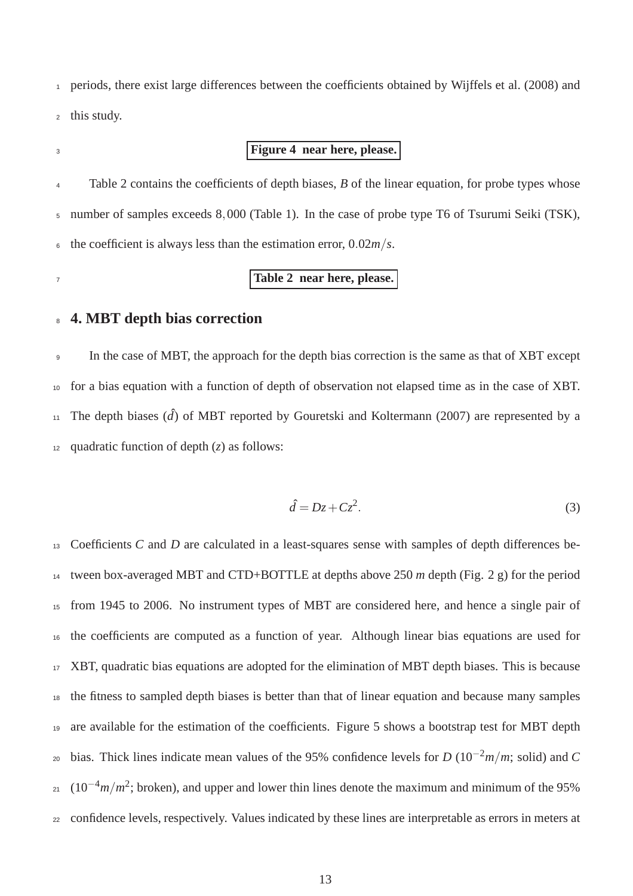periods, there exist large differences between the coefficients obtained by Wijffels et al. (2008) and this study.

**Figure 4 near here, please.**

Table 2 contains the coefficients of depth biases, $B$ of the linear equation, for probe types whose number of samples exceeds $8,000$ (Table 1). In the case of probe type T6 of Tsurumi Seiki (TSK), the coefficient is always less than the estimation error, $0.02 m/s$.

**Table 2 near here, please.**

## 4. MBT depth bias correction

In the case of MBT, the approach for the depth bias correction is the same as that of XBT except for a bias equation with a function of depth of observation not elapsed time as in the case of XBT. The depth biases ($\hat{d}$) of MBT reported by Gouretski and Koltermann (2007) are represented by a quadratic function of depth ($z$) as follows:

$$\hat{d} = Dz + Cz^2. \tag{3}$$

Coefficients $C$ and $D$ are calculated in a least-squares sense with samples of depth differences between box-averaged MBT and CTD+BOTTLE at depths above 250 $m$ depth (Fig. 2 g) for the period from 1945 to 2006. No instrument types of MBT are considered here, and hence a single pair of the coefficients are computed as a function of year. Although linear bias equations are used for XBT, quadratic bias equations are adopted for the elimination of MBT depth biases. This is because the fitness to sampled depth biases is better than that of linear equation and because many samples are available for the estimation of the coefficients. Figure 5 shows a bootstrap test for MBT depth bias. Thick lines indicate mean values of the 95% confidence levels for $D$ ($10^{-2} m/m$; solid) and $C$ ($10^{-4} m/m^2$; broken), and upper and lower thin lines denote the maximum and minimum of the 95% confidence levels, respectively. Values indicated by these lines are interpretable as errors in meters at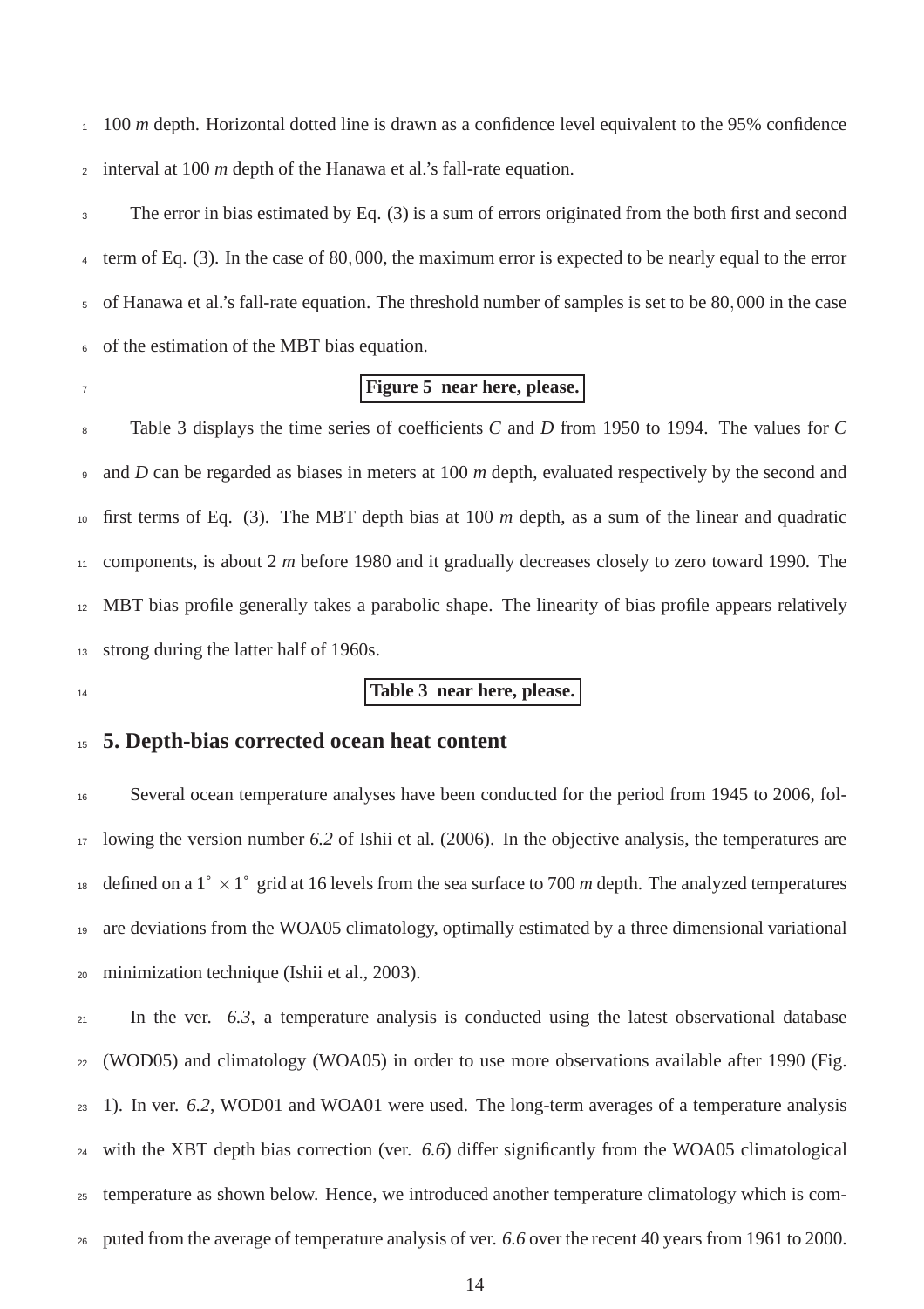100 *m* depth. Horizontal dotted line is drawn as a confidence level equivalent to the 95% confidence interval at 100 *m* depth of the Hanawa et al.'s fall-rate equation.

The error in bias estimated by Eq. (3) is a sum of errors originated from the both first and second term of Eq. (3). In the case of $80,000$, the maximum error is expected to be nearly equal to the error of Hanawa et al.'s fall-rate equation. The threshold number of samples is set to be $80,000$ in the case of the estimation of the MBT bias equation.

**Figure 5 near here, please.**

Table 3 displays the time series of coefficients $C$ and $D$ from 1950 to 1994. The values for $C$ and $D$ can be regarded as biases in meters at 100 *m* depth, evaluated respectively by the second and first terms of Eq. (3). The MBT depth bias at 100 *m* depth, as a sum of the linear and quadratic components, is about 2 *m* before 1980 and it gradually decreases closely to zero toward 1990. The MBT bias profile generally takes a parabolic shape. The linearity of bias profile appears relatively strong during the latter half of 1960s.

**Table 3 near here, please.**

## 5. Depth-bias corrected ocean heat content

Several ocean temperature analyses have been conducted for the period from 1945 to 2006, following the version number *6.2* of Ishii et al. (2006). In the objective analysis, the temperatures are defined on a $1^\circ \times 1^\circ$ grid at 16 levels from the sea surface to 700 *m* depth. The analyzed temperatures are deviations from the WOA05 climatology, optimally estimated by a three dimensional variational minimization technique (Ishii et al., 2003).

In the ver. *6.3*, a temperature analysis is conducted using the latest observational database (WOD05) and climatology (WOA05) in order to use more observations available after 1990 (Fig. 1). In ver. *6.2*, WOD01 and WOA01 were used. The long-term averages of a temperature analysis with the XBT depth bias correction (ver. *6.6*) differ significantly from the WOA05 climatological temperature as shown below. Hence, we introduced another temperature climatology which is computed from the average of temperature analysis of ver. *6.6* over the recent 40 years from 1961 to 2000.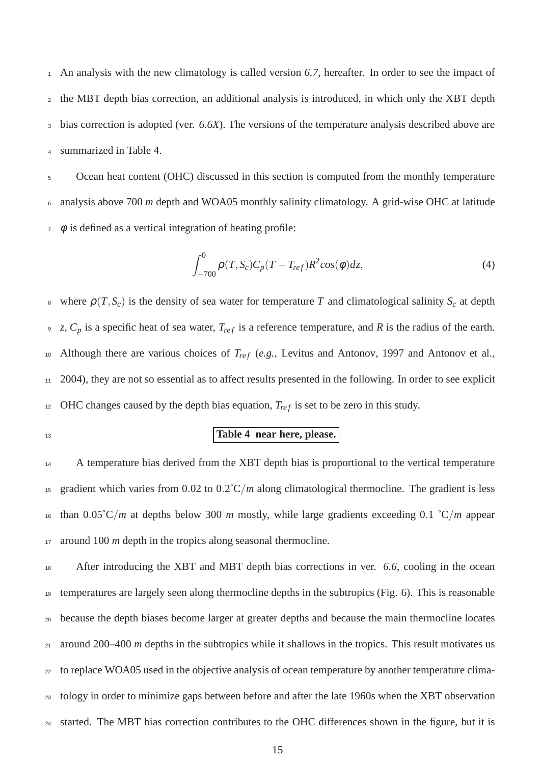An analysis with the new climatology is called version *6.7*, hereafter. In order to see the impact of the MBT depth bias correction, an additional analysis is introduced, in which only the XBT depth bias correction is adopted (ver. *6.6X*). The versions of the temperature analysis described above are summarized in Table 4.

Ocean heat content (OHC) discussed in this section is computed from the monthly temperature analysis above 700 *m* depth and WOA05 monthly salinity climatology. A grid-wise OHC at latitude $\phi$ is defined as a vertical integration of heating profile:

$$\int_{-700}^{0} \rho(T,S_c)C_p(T-T_{ref})R^2 cos(\phi)dz, \tag{4}$$

where $\rho(T,S_c)$ is the density of sea water for temperature $T$ and climatological salinity $S_c$ at depth $z$, $C_p$ is a specific heat of sea water, $T_{ref}$ is a reference temperature, and $R$ is the radius of the earth. Although there are various choices of $T_{ref}$ (*e.g.*, Levitus and Antonov, 1997 and Antonov et al., 2004), they are not so essential as to affect results presented in the following. In order to see explicit OHC changes caused by the depth bias equation, $T_{ref}$ is set to be zero in this study.

**Table 4 near here, please.**

A temperature bias derived from the XBT depth bias is proportional to the vertical temperature gradient which varies from 0.02 to 0.2˚C/*m* along climatological thermocline. The gradient is less than 0.05˚C/*m* at depths below 300 *m* mostly, while large gradients exceeding 0.1 ˚C/*m* appear around 100 *m* depth in the tropics along seasonal thermocline.

After introducing the XBT and MBT depth bias corrections in ver. *6.6*, cooling in the ocean temperatures are largely seen along thermocline depths in the subtropics (Fig. 6). This is reasonable because the depth biases become larger at greater depths and because the main thermocline locates around 200–400 *m* depths in the subtropics while it shallows in the tropics. This result motivates us to replace WOA05 used in the objective analysis of ocean temperature by another temperature climatology in order to minimize gaps between before and after the late 1960s when the XBT observation started. The MBT bias correction contributes to the OHC differences shown in the figure, but it is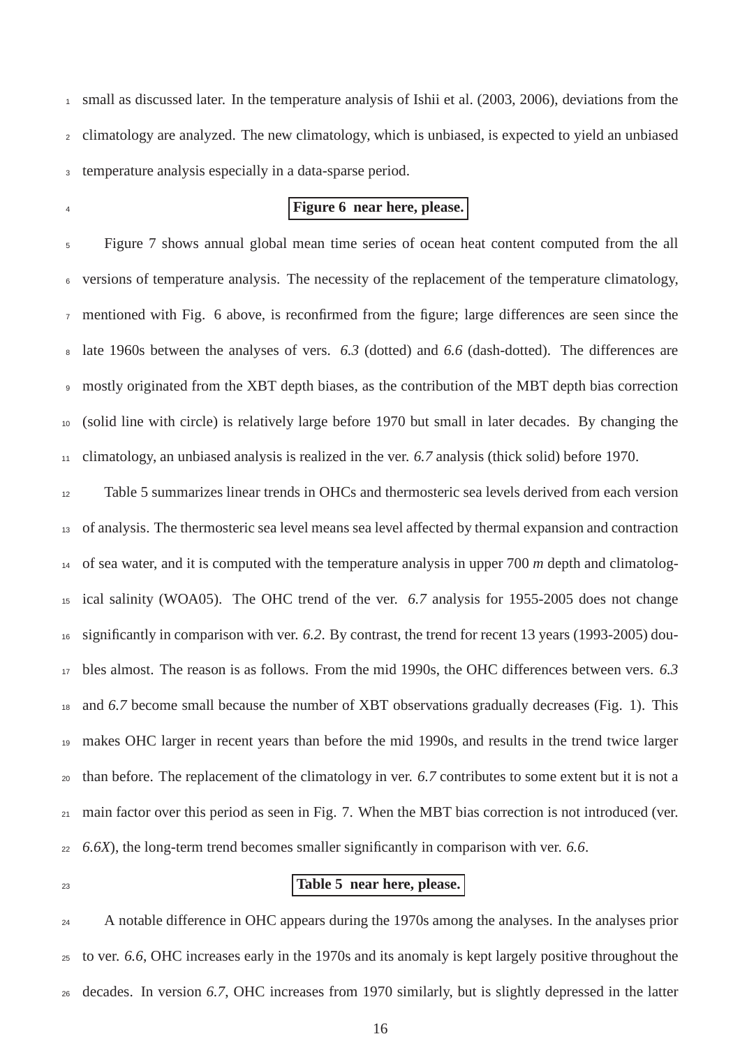small as discussed later. In the temperature analysis of Ishii et al. (2003, 2006), deviations from the climatology are analyzed. The new climatology, which is unbiased, is expected to yield an unbiased temperature analysis especially in a data-sparse period.

**Figure 6 near here, please.**

Figure 7 shows annual global mean time series of ocean heat content computed from the all versions of temperature analysis. The necessity of the replacement of the temperature climatology, mentioned with Fig. 6 above, is reconfirmed from the figure; large differences are seen since the late 1960s between the analyses of vers. *6.3* (dotted) and *6.6* (dash-dotted). The differences are mostly originated from the XBT depth biases, as the contribution of the MBT depth bias correction (solid line with circle) is relatively large before 1970 but small in later decades. By changing the climatology, an unbiased analysis is realized in the ver. *6.7* analysis (thick solid) before 1970.

Table 5 summarizes linear trends in OHCs and thermosteric sea levels derived from each version of analysis. The thermosteric sea level means sea level affected by thermal expansion and contraction of sea water, and it is computed with the temperature analysis in upper 700 *m* depth and climatological salinity (WOA05). The OHC trend of the ver. *6.7* analysis for 1955-2005 does not change significantly in comparison with ver. *6.2*. By contrast, the trend for recent 13 years (1993-2005) doubles almost. The reason is as follows. From the mid 1990s, the OHC differences between vers. *6.3* and *6.7* become small because the number of XBT observations gradually decreases (Fig. 1). This makes OHC larger in recent years than before the mid 1990s, and results in the trend twice larger than before. The replacement of the climatology in ver. *6.7* contributes to some extent but it is not a main factor over this period as seen in Fig. 7. When the MBT bias correction is not introduced (ver. *6.6X*), the long-term trend becomes smaller significantly in comparison with ver. *6.6*.

**Table 5 near here, please.**

A notable difference in OHC appears during the 1970s among the analyses. In the analyses prior to ver. *6.6*, OHC increases early in the 1970s and its anomaly is kept largely positive throughout the decades. In version *6.7*, OHC increases from 1970 similarly, but is slightly depressed in the latter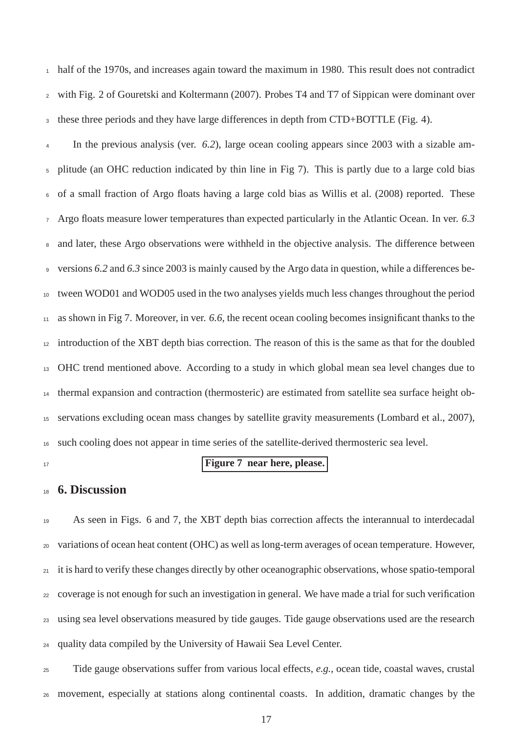half of the 1970s, and increases again toward the maximum in 1980. This result does not contradict with Fig. 2 of Gouretski and Koltermann (2007). Probes T4 and T7 of Sippican were dominant over these three periods and they have large differences in depth from CTD+BOTTLE (Fig. 4).

In the previous analysis (ver. *6.2*), large ocean cooling appears since 2003 with a sizable amplitude (an OHC reduction indicated by thin line in Fig 7). This is partly due to a large cold bias of a small fraction of Argo floats having a large cold bias as Willis et al. (2008) reported. These Argo floats measure lower temperatures than expected particularly in the Atlantic Ocean. In ver. *6.3* and later, these Argo observations were withheld in the objective analysis. The difference between versions *6.2* and *6.3* since 2003 is mainly caused by the Argo data in question, while a differences between WOD01 and WOD05 used in the two analyses yields much less changes throughout the period as shown in Fig 7. Moreover, in ver. *6.6*, the recent ocean cooling becomes insignificant thanks to the introduction of the XBT depth bias correction. The reason of this is the same as that for the doubled OHC trend mentioned above. According to a study in which global mean sea level changes due to thermal expansion and contraction (thermosteric) are estimated from satellite sea surface height observations excluding ocean mass changes by satellite gravity measurements (Lombard et al., 2007), such cooling does not appear in time series of the satellite-derived thermosteric sea level.

**Figure 7 near here, please.**

## 6. Discussion

As seen in Figs. 6 and 7, the XBT depth bias correction affects the interannual to interdecadal variations of ocean heat content (OHC) as well as long-term averages of ocean temperature. However, it is hard to verify these changes directly by other oceanographic observations, whose spatio-temporal coverage is not enough for such an investigation in general. We have made a trial for such verification using sea level observations measured by tide gauges. Tide gauge observations used are the research quality data compiled by the University of Hawaii Sea Level Center.

Tide gauge observations suffer from various local effects, *e.g.*, ocean tide, coastal waves, crustal movement, especially at stations along continental coasts. In addition, dramatic changes by the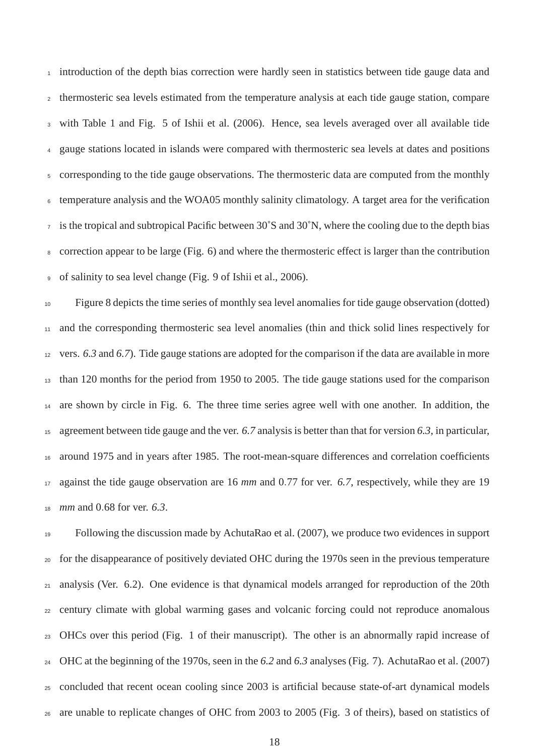introduction of the depth bias correction were hardly seen in statistics between tide gauge data and thermosteric sea levels estimated from the temperature analysis at each tide gauge station, compare with Table 1 and Fig. 5 of Ishii et al. (2006). Hence, sea levels averaged over all available tide gauge stations located in islands were compared with thermosteric sea levels at dates and positions corresponding to the tide gauge observations. The thermosteric data are computed from the monthly temperature analysis and the WOA05 monthly salinity climatology. A target area for the verification is the tropical and subtropical Pacific between 30˚S and 30˚N, where the cooling due to the depth bias correction appear to be large (Fig. 6) and where the thermosteric effect is larger than the contribution of salinity to sea level change (Fig. 9 of Ishii et al., 2006).

Figure 8 depicts the time series of monthly sea level anomalies for tide gauge observation (dotted) and the corresponding thermosteric sea level anomalies (thin and thick solid lines respectively for vers. *6.3* and *6.7*). Tide gauge stations are adopted for the comparison if the data are available in more than 120 months for the period from 1950 to 2005. The tide gauge stations used for the comparison are shown by circle in Fig. 6. The three time series agree well with one another. In addition, the agreement between tide gauge and the ver. *6.7* analysis is better than that for version *6.3*, in particular, around 1975 and in years after 1985. The root-mean-square differences and correlation coefficients against the tide gauge observation are 16 *mm* and 0.77 for ver. *6.7*, respectively, while they are 19 *mm* and 0.68 for ver. *6.3*.

Following the discussion made by AchutaRao et al. (2007), we produce two evidences in support for the disappearance of positively deviated OHC during the 1970s seen in the previous temperature analysis (Ver. 6.2). One evidence is that dynamical models arranged for reproduction of the 20th century climate with global warming gases and volcanic forcing could not reproduce anomalous OHCs over this period (Fig. 1 of their manuscript). The other is an abnormally rapid increase of OHC at the beginning of the 1970s, seen in the *6.2* and *6.3* analyses (Fig. 7). AchutaRao et al. (2007) concluded that recent ocean cooling since 2003 is artificial because state-of-art dynamical models are unable to replicate changes of OHC from 2003 to 2005 (Fig. 3 of theirs), based on statistics of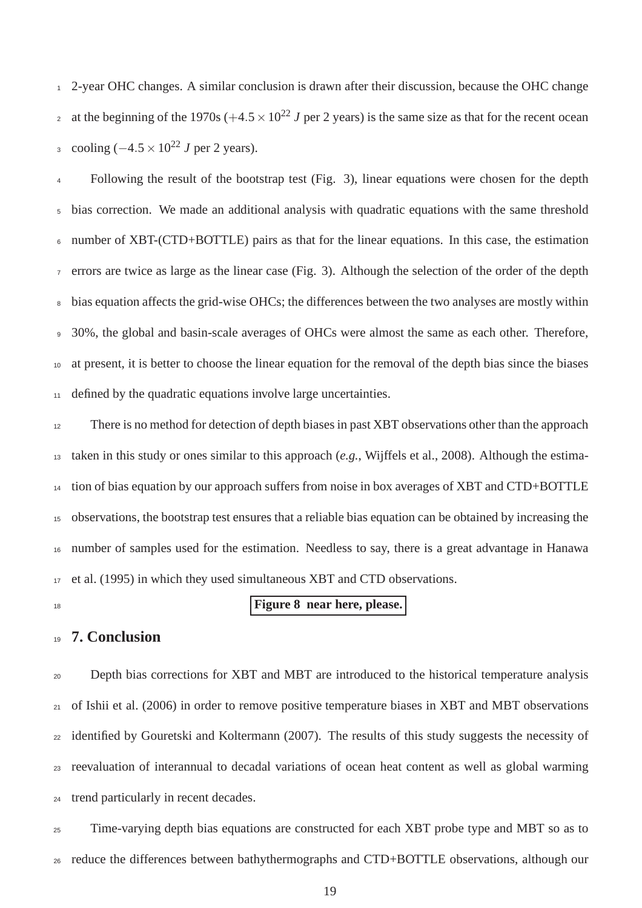2-year OHC changes. A similar conclusion is drawn after their discussion, because the OHC change at the beginning of the 1970s ($+4.5 \times 10^{22}$ $J$ per 2 years) is the same size as that for the recent ocean cooling ($-4.5 \times 10^{22}$ $J$ per 2 years).

Following the result of the bootstrap test (Fig. 3), linear equations were chosen for the depth bias correction. We made an additional analysis with quadratic equations with the same threshold number of XBT-(CTD+BOTTLE) pairs as that for the linear equations. In this case, the estimation errors are twice as large as the linear case (Fig. 3). Although the selection of the order of the depth bias equation affects the grid-wise OHCs; the differences between the two analyses are mostly within 30%, the global and basin-scale averages of OHCs were almost the same as each other. Therefore, at present, it is better to choose the linear equation for the removal of the depth bias since the biases defined by the quadratic equations involve large uncertainties.

There is no method for detection of depth biases in past XBT observations other than the approach taken in this study or ones similar to this approach (*e.g.*, Wijffels et al., 2008). Although the estimation of bias equation by our approach suffers from noise in box averages of XBT and CTD+BOTTLE observations, the bootstrap test ensures that a reliable bias equation can be obtained by increasing the number of samples used for the estimation. Needless to say, there is a great advantage in Hanawa et al. (1995) in which they used simultaneous XBT and CTD observations.

**Figure 8 near here, please.**

## 7. Conclusion

Depth bias corrections for XBT and MBT are introduced to the historical temperature analysis of Ishii et al. (2006) in order to remove positive temperature biases in XBT and MBT observations identified by Gouretski and Koltermann (2007). The results of this study suggests the necessity of reevaluation of interannual to decadal variations of ocean heat content as well as global warming trend particularly in recent decades.

Time-varying depth bias equations are constructed for each XBT probe type and MBT so as to reduce the differences between bathythermographs and CTD+BOTTLE observations, although our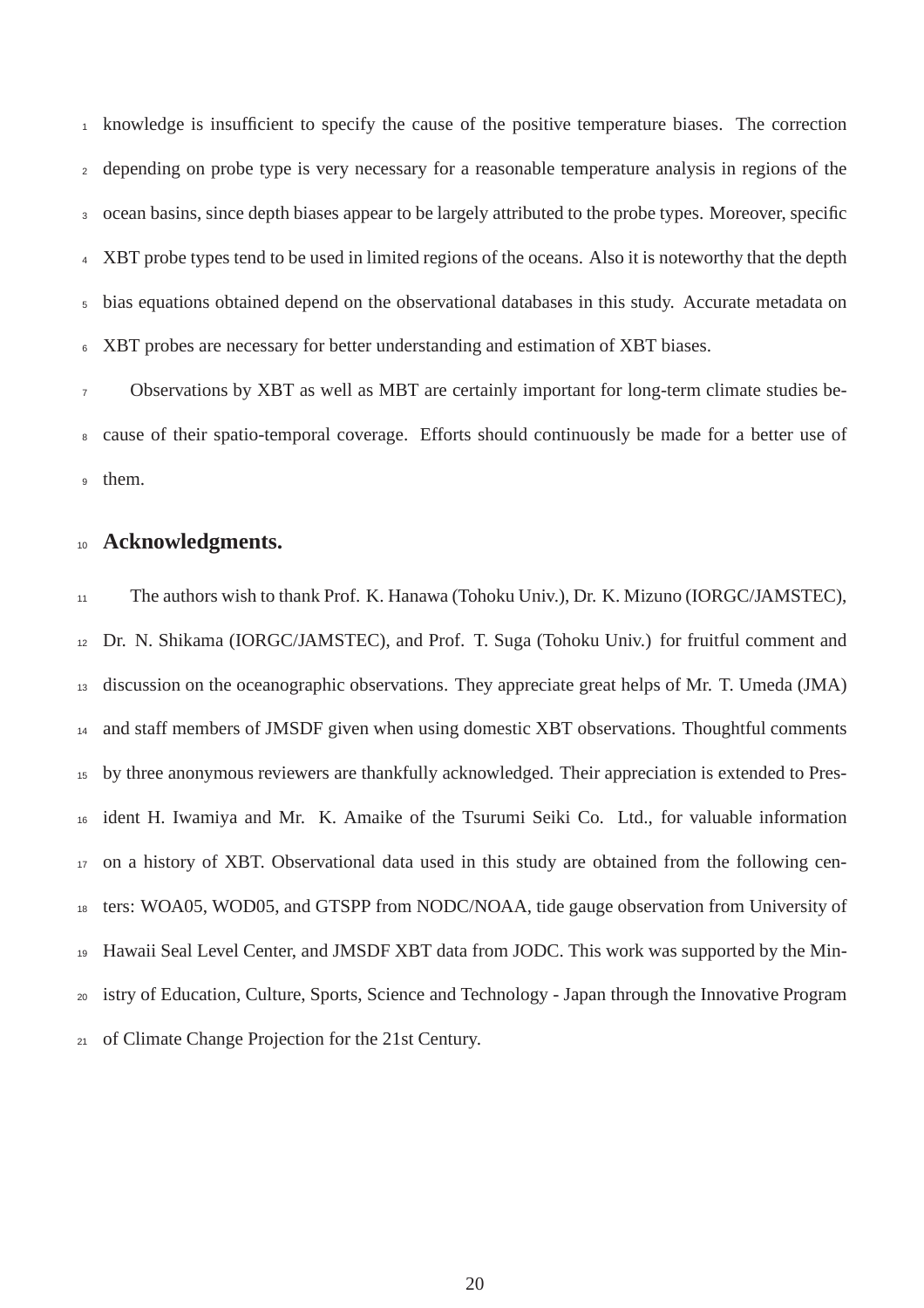knowledge is insufficient to specify the cause of the positive temperature biases. The correction depending on probe type is very necessary for a reasonable temperature analysis in regions of the ocean basins, since depth biases appear to be largely attributed to the probe types. Moreover, specific XBT probe types tend to be used in limited regions of the oceans. Also it is noteworthy that the depth bias equations obtained depend on the observational databases in this study. Accurate metadata on XBT probes are necessary for better understanding and estimation of XBT biases.

Observations by XBT as well as MBT are certainly important for long-term climate studies because of their spatio-temporal coverage. Efforts should continuously be made for a better use of them.

## Acknowledgments.

The authors wish to thank Prof. K. Hanawa (Tohoku Univ.), Dr. K. Mizuno (IORGC/JAMSTEC), Dr. N. Shikama (IORGC/JAMSTEC), and Prof. T. Suga (Tohoku Univ.) for fruitful comment and discussion on the oceanographic observations. They appreciate great helps of Mr. T. Umeda (JMA) and staff members of JMSDF given when using domestic XBT observations. Thoughtful comments by three anonymous reviewers are thankfully acknowledged. Their appreciation is extended to President H. Iwamiya and Mr. K. Amaike of the Tsurumi Seiki Co. Ltd., for valuable information on a history of XBT. Observational data used in this study are obtained from the following centers: WOA05, WOD05, and GTSPP from NODC/NOAA, tide gauge observation from University of Hawaii Seal Level Center, and JMSDF XBT data from JODC. This work was supported by the Ministry of Education, Culture, Sports, Science and Technology - Japan through the Innovative Program of Climate Change Projection for the 21st Century.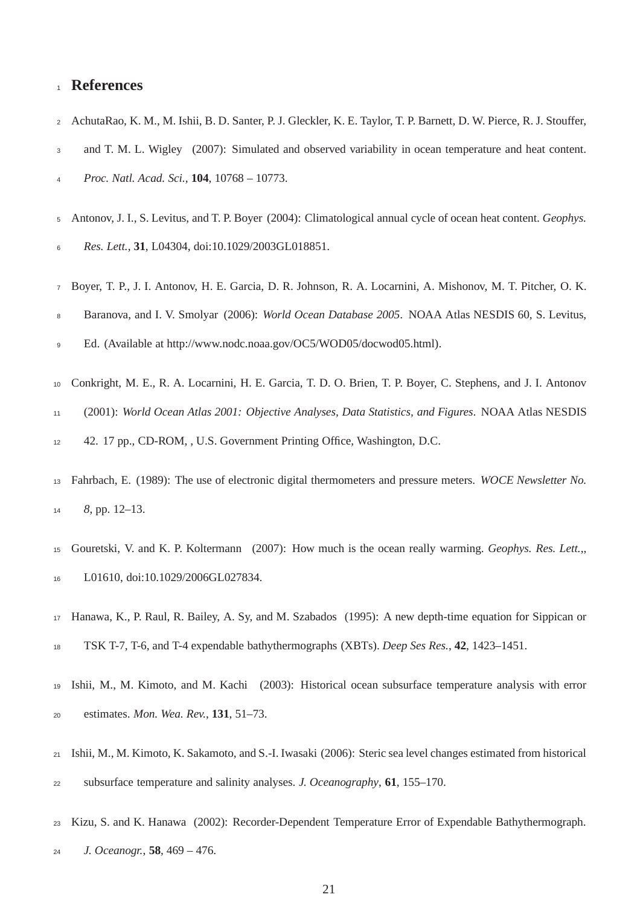# References

AchutaRao, K. M., M. Ishii, B. D. Santer, P. J. Gleckler, K. E. Taylor, T. P. Barnett, D. W. Pierce, R. J. Stouffer, and T. M. L. Wigley (2007): Simulated and observed variability in ocean temperature and heat content. *Proc. Natl. Acad. Sci.*, **104**, 10768 – 10773.

Antonov, J. I., S. Levitus, and T. P. Boyer (2004): Climatological annual cycle of ocean heat content. *Geophys. Res. Lett.*, **31**, L04304, doi:10.1029/2003GL018851.

Boyer, T. P., J. I. Antonov, H. E. Garcia, D. R. Johnson, R. A. Locarnini, A. Mishonov, M. T. Pitcher, O. K. Baranova, and I. V. Smolyar (2006): *World Ocean Database 2005*. NOAA Atlas NESDIS 60, S. Levitus, Ed. (Available at http://www.nodc.noaa.gov/OC5/WOD05/docwod05.html).

Conkright, M. E., R. A. Locarnini, H. E. Garcia, T. D. O. Brien, T. P. Boyer, C. Stephens, and J. I. Antonov (2001): *World Ocean Atlas 2001: Objective Analyses, Data Statistics, and Figures*. NOAA Atlas NESDIS 42. 17 pp., CD-ROM, , U.S. Government Printing Office, Washington, D.C.

Fahrbach, E. (1989): The use of electronic digital thermometers and pressure meters. *WOCE Newsletter No. 8*, pp. 12–13.

Gouretski, V. and K. P. Koltermann (2007): How much is the ocean really warming. *Geophys. Res. Lett.*,, L01610, doi:10.1029/2006GL027834.

Hanawa, K., P. Raul, R. Bailey, A. Sy, and M. Szabados (1995): A new depth-time equation for Sippican or TSK T-7, T-6, and T-4 expendable bathythermographs (XBTs). *Deep Ses Res.*, **42**, 1423–1451.

Ishii, M., M. Kimoto, and M. Kachi (2003): Historical ocean subsurface temperature analysis with error estimates. *Mon. Wea. Rev.*, **131**, 51–73.

Ishii, M., M. Kimoto, K. Sakamoto, and S.-I. Iwasaki (2006): Steric sea level changes estimated from historical subsurface temperature and salinity analyses. *J. Oceanography*, **61**, 155–170.

Kizu, S. and K. Hanawa (2002): Recorder-Dependent Temperature Error of Expendable Bathythermograph. *J. Oceanogr.*, **58**, 469 – 476.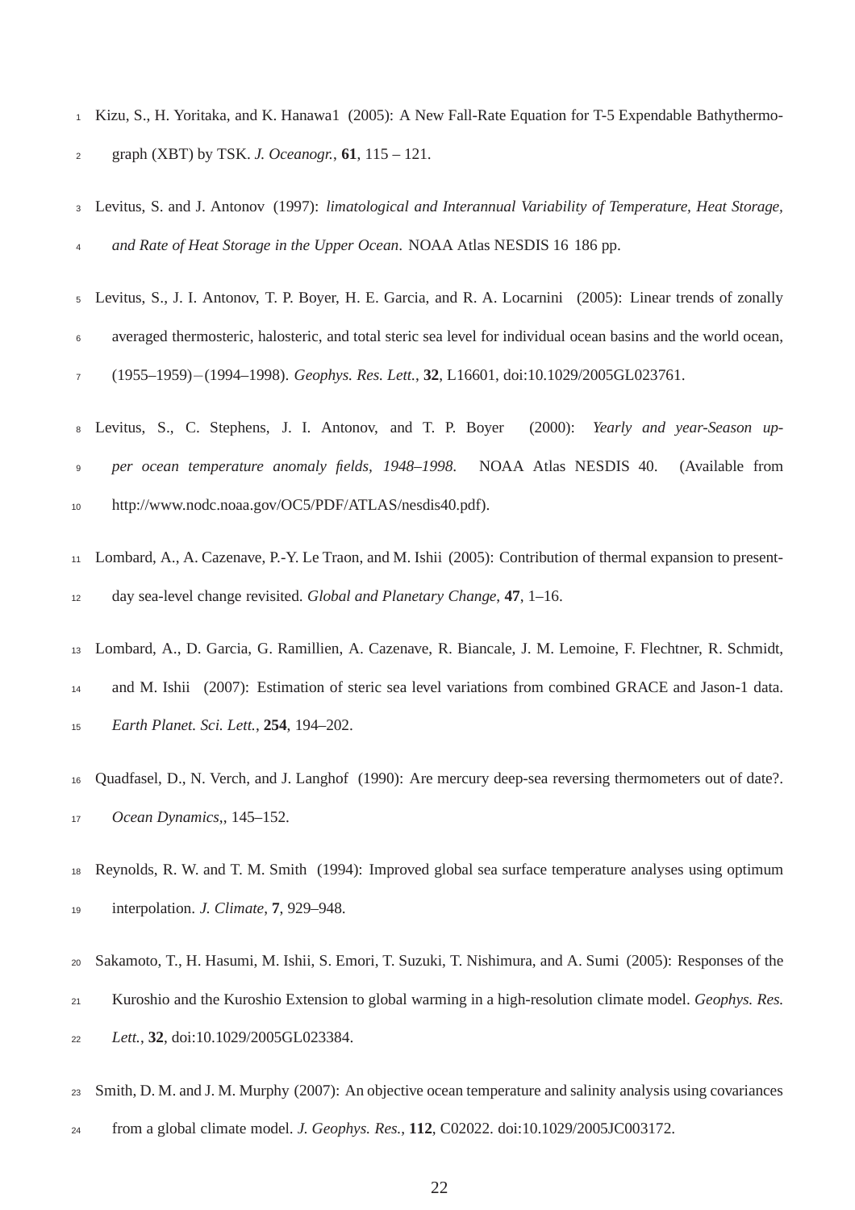Kizu, S., H. Yoritaka, and K. Hanawa1 (2005): A New Fall-Rate Equation for T-5 Expendable Bathythermograph (XBT) by TSK. *J. Oceanogr.*, **61**, 115 – 121.

Levitus, S. and J. Antonov (1997): *limatological and Interannual Variability of Temperature, Heat Storage, and Rate of Heat Storage in the Upper Ocean*. NOAA Atlas NESDIS 16 186 pp.

Levitus, S., J. I. Antonov, T. P. Boyer, H. E. Garcia, and R. A. Locarnini (2005): Linear trends of zonally averaged thermosteric, halosteric, and total steric sea level for individual ocean basins and the world ocean, (1955–1959)−(1994–1998). *Geophys. Res. Lett.*, **32**, L16601, doi:10.1029/2005GL023761.

Levitus, S., C. Stephens, J. I. Antonov, and T. P. Boyer (2000): *Yearly and year-Season upper ocean temperature anomaly fields, 1948–1998*. NOAA Atlas NESDIS 40. (Available from http://www.nodc.noaa.gov/OC5/PDF/ATLAS/nesdis40.pdf).

Lombard, A., A. Cazenave, P.-Y. Le Traon, and M. Ishii (2005): Contribution of thermal expansion to present-day sea-level change revisited. *Global and Planetary Change*, **47**, 1–16.

Lombard, A., D. Garcia, G. Ramillien, A. Cazenave, R. Biancale, J. M. Lemoine, F. Flechtner, R. Schmidt, and M. Ishii (2007): Estimation of steric sea level variations from combined GRACE and Jason-1 data. *Earth Planet. Sci. Lett.*, **254**, 194–202.

Quadfasel, D., N. Verch, and J. Langhof (1990): Are mercury deep-sea reversing thermometers out of date?. *Ocean Dynamics*,, 145–152.

Reynolds, R. W. and T. M. Smith (1994): Improved global sea surface temperature analyses using optimum interpolation. *J. Climate*, **7**, 929–948.

Sakamoto, T., H. Hasumi, M. Ishii, S. Emori, T. Suzuki, T. Nishimura, and A. Sumi (2005): Responses of the Kuroshio and the Kuroshio Extension to global warming in a high-resolution climate model. *Geophys. Res. Lett.*, **32**, doi:10.1029/2005GL023384.

Smith, D. M. and J. M. Murphy (2007): An objective ocean temperature and salinity analysis using covariances from a global climate model. *J. Geophys. Res.*, **112**, C02022. doi:10.1029/2005JC003172.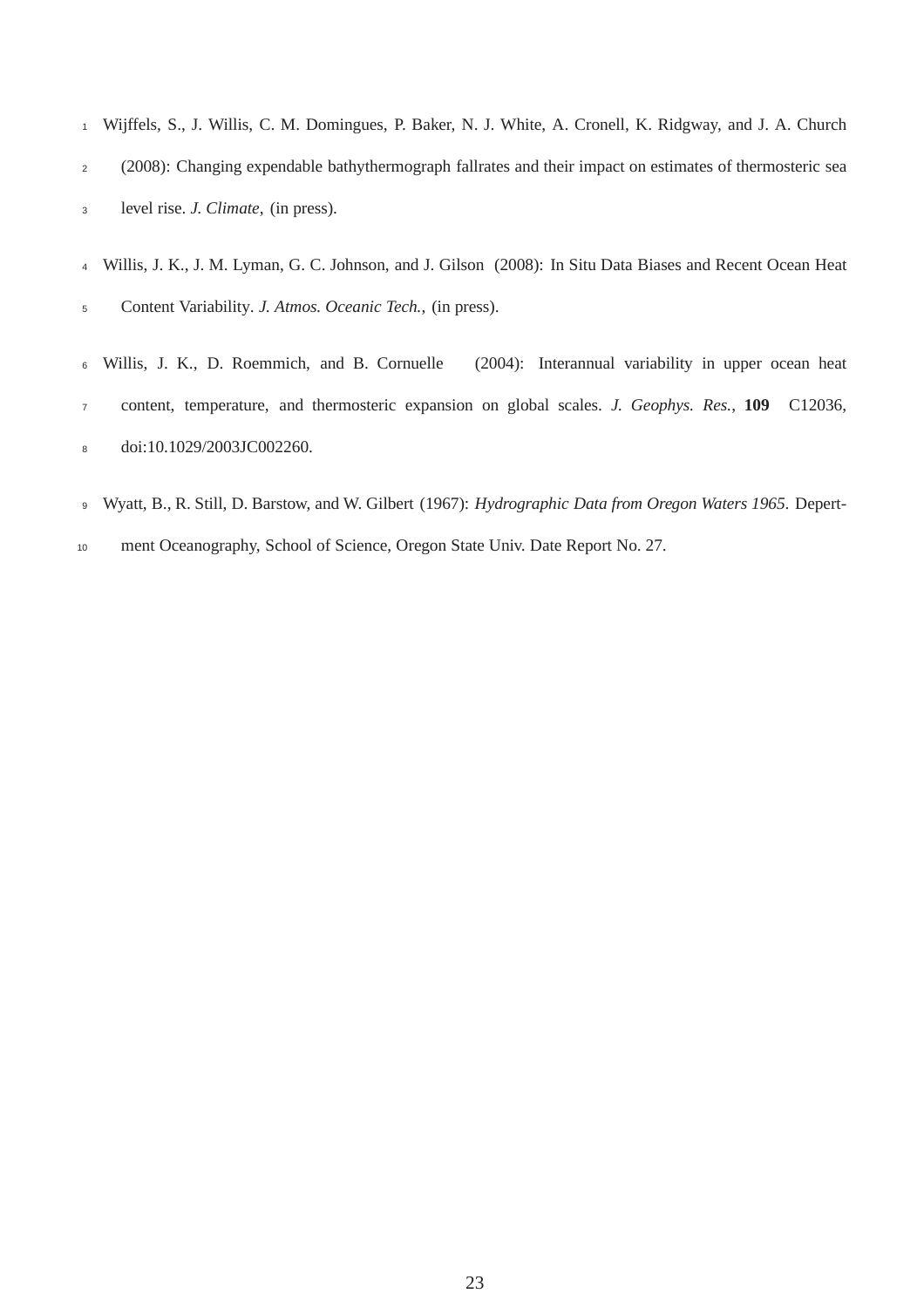Wijffels, S., J. Willis, C. M. Domingues, P. Baker, N. J. White, A. Cronell, K. Ridgway, and J. A. Church (2008): Changing expendable bathythermograph fallrates and their impact on estimates of thermosteric sea level rise. *J. Climate*, (in press).

Willis, J. K., J. M. Lyman, G. C. Johnson, and J. Gilson (2008): In Situ Data Biases and Recent Ocean Heat Content Variability. *J. Atmos. Oceanic Tech.*, (in press).

Willis, J. K., D. Roemmich, and B. Cornuelle (2004): Interannual variability in upper ocean heat content, temperature, and thermosteric expansion on global scales. *J. Geophys. Res.*, **109** C12036, doi:10.1029/2003JC002260.

Wyatt, B., R. Still, D. Barstow, and W. Gilbert (1967): *Hydrographic Data from Oregon Waters 1965*. Department Oceanography, School of Science, Oregon State Univ. Date Report No. 27.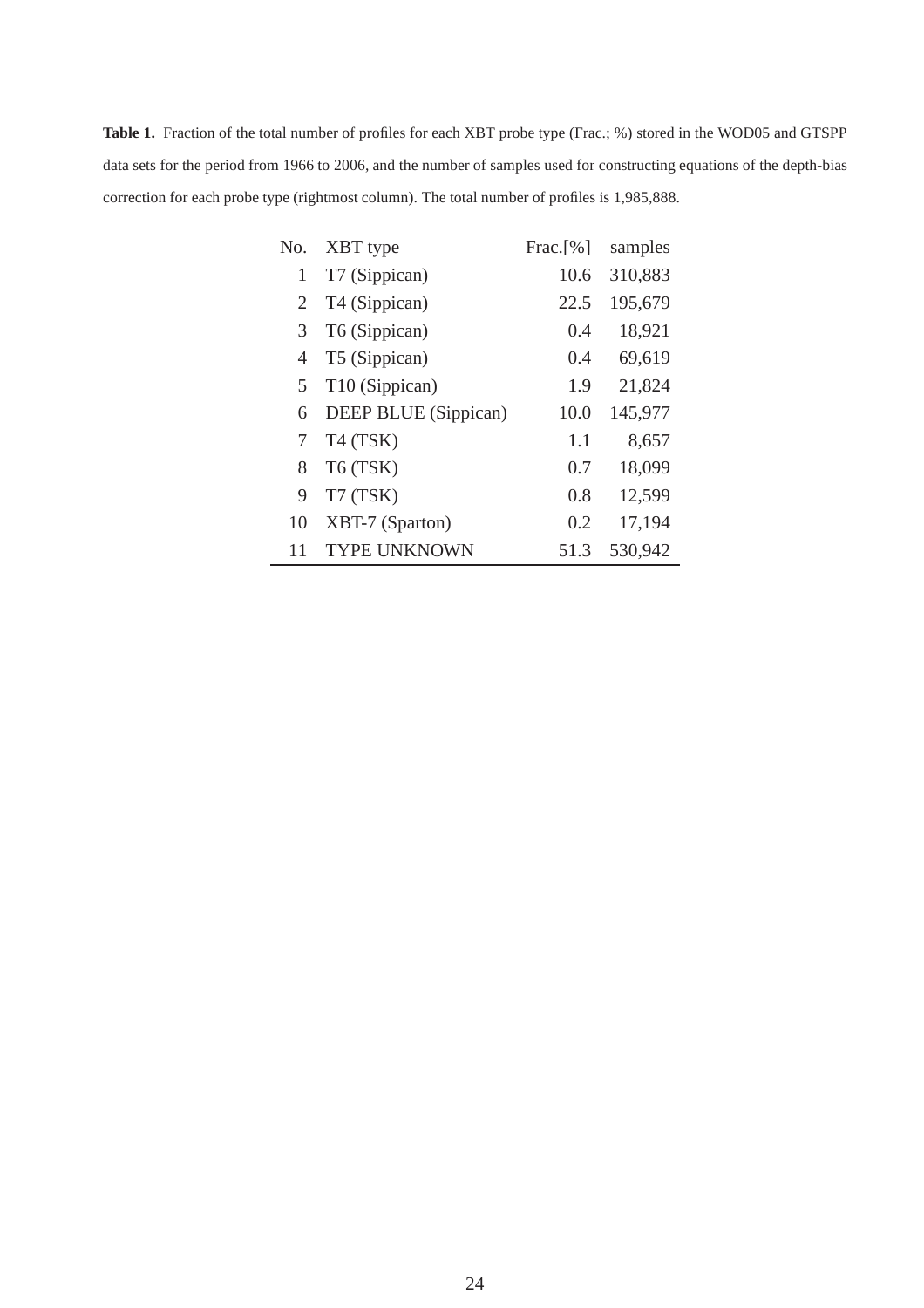**Table 1.** Fraction of the total number of profiles for each XBT probe type (Frac.; %) stored in the WOD05 and GTSPP data sets for the period from 1966 to 2006, and the number of samples used for constructing equations of the depth-bias correction for each probe type (rightmost column). The total number of profiles is 1,985,888.

| No. | XBT type | Frac.[%] | samples |
|---|---|---|---|
| 1 | T7 (Sippican) | 10.6 | 310,883 |
| 2 | T4 (Sippican) | 22.5 | 195,679 |
| 3 | T6 (Sippican) | 0.4 | 18,921 |
| 4 | T5 (Sippican) | 0.4 | 69,619 |
| 5 | T10 (Sippican) | 1.9 | 21,824 |
| 6 | DEEP BLUE (Sippican) | 10.0 | 145,977 |
| 7 | T4 (TSK) | 1.1 | 8,657 |
| 8 | T6 (TSK) | 0.7 | 18,099 |
| 9 | T7 (TSK) | 0.8 | 12,599 |
| 10 | XBT-7 (Sparton) | 0.2 | 17,194 |
| 11 | TYPE UNKNOWN | 51.3 | 530,942 |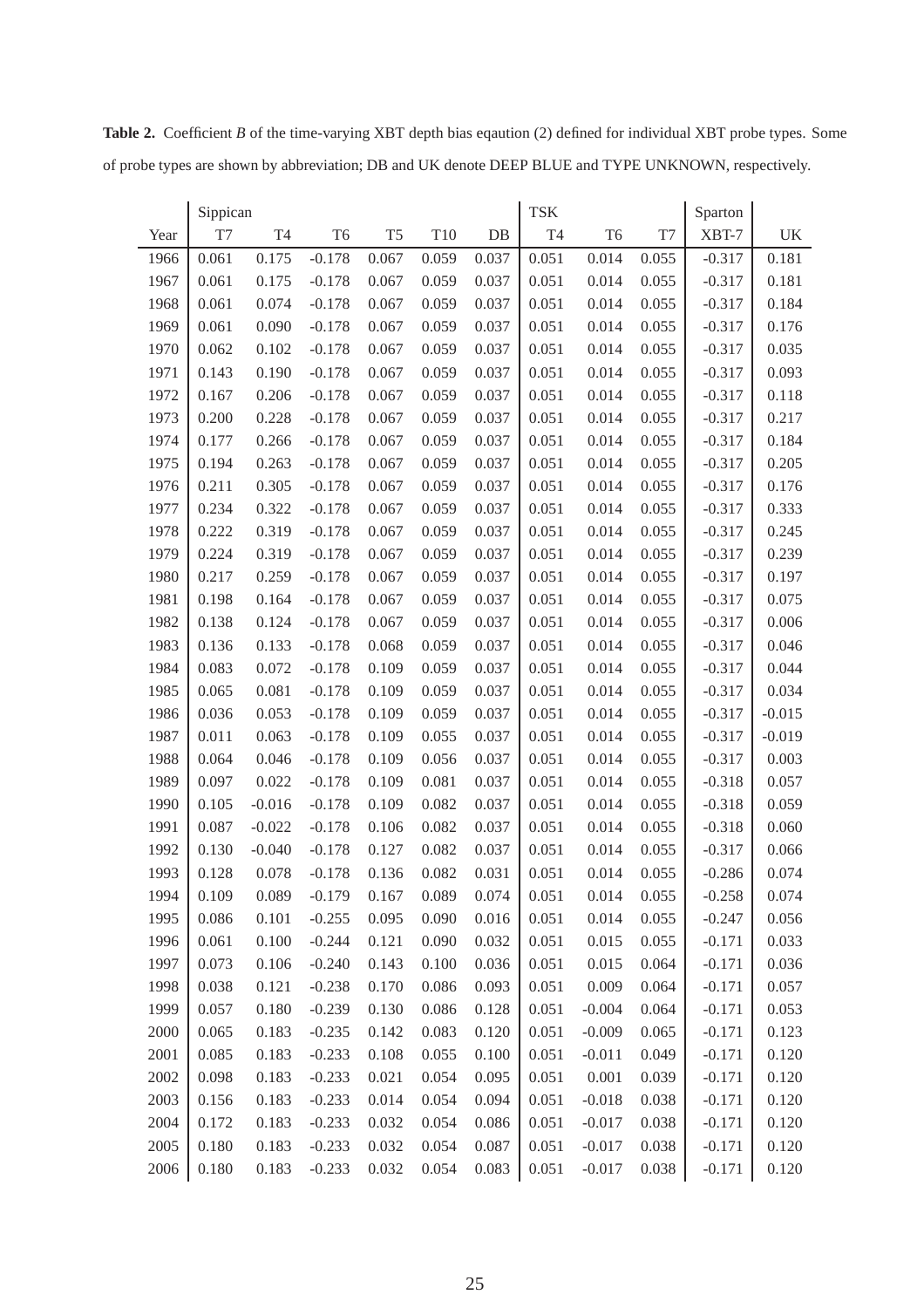**Table 2.** Coefficient *B* of the time-varying XBT depth bias eqaution (2) defined for individual XBT probe types. Some of probe types are shown by abbreviation; DB and UK denote DEEP BLUE and TYPE UNKNOWN, respectively.

| | Sippican | | | | | | TSK | | | Sparton | |
|---|---|---|---|---|---|---|---|---|---|---|---|
| Year | T7 | T4 | T6 | T5 | T10 | DB | T4 | T6 | T7 | XBT-7 | UK |
| 1966 | 0.061 | 0.175 | -0.178 | 0.067 | 0.059 | 0.037 | 0.051 | 0.014 | 0.055 | -0.317 | 0.181 |
| 1967 | 0.061 | 0.175 | -0.178 | 0.067 | 0.059 | 0.037 | 0.051 | 0.014 | 0.055 | -0.317 | 0.181 |
| 1968 | 0.061 | 0.074 | -0.178 | 0.067 | 0.059 | 0.037 | 0.051 | 0.014 | 0.055 | -0.317 | 0.184 |
| 1969 | 0.061 | 0.090 | -0.178 | 0.067 | 0.059 | 0.037 | 0.051 | 0.014 | 0.055 | -0.317 | 0.176 |
| 1970 | 0.062 | 0.102 | -0.178 | 0.067 | 0.059 | 0.037 | 0.051 | 0.014 | 0.055 | -0.317 | 0.035 |
| 1971 | 0.143 | 0.190 | -0.178 | 0.067 | 0.059 | 0.037 | 0.051 | 0.014 | 0.055 | -0.317 | 0.093 |
| 1972 | 0.167 | 0.206 | -0.178 | 0.067 | 0.059 | 0.037 | 0.051 | 0.014 | 0.055 | -0.317 | 0.118 |
| 1973 | 0.200 | 0.228 | -0.178 | 0.067 | 0.059 | 0.037 | 0.051 | 0.014 | 0.055 | -0.317 | 0.217 |
| 1974 | 0.177 | 0.266 | -0.178 | 0.067 | 0.059 | 0.037 | 0.051 | 0.014 | 0.055 | -0.317 | 0.184 |
| 1975 | 0.194 | 0.263 | -0.178 | 0.067 | 0.059 | 0.037 | 0.051 | 0.014 | 0.055 | -0.317 | 0.205 |
| 1976 | 0.211 | 0.305 | -0.178 | 0.067 | 0.059 | 0.037 | 0.051 | 0.014 | 0.055 | -0.317 | 0.176 |
| 1977 | 0.234 | 0.322 | -0.178 | 0.067 | 0.059 | 0.037 | 0.051 | 0.014 | 0.055 | -0.317 | 0.333 |
| 1978 | 0.222 | 0.319 | -0.178 | 0.067 | 0.059 | 0.037 | 0.051 | 0.014 | 0.055 | -0.317 | 0.245 |
| 1979 | 0.224 | 0.319 | -0.178 | 0.067 | 0.059 | 0.037 | 0.051 | 0.014 | 0.055 | -0.317 | 0.239 |
| 1980 | 0.217 | 0.259 | -0.178 | 0.067 | 0.059 | 0.037 | 0.051 | 0.014 | 0.055 | -0.317 | 0.197 |
| 1981 | 0.198 | 0.164 | -0.178 | 0.067 | 0.059 | 0.037 | 0.051 | 0.014 | 0.055 | -0.317 | 0.075 |
| 1982 | 0.138 | 0.124 | -0.178 | 0.067 | 0.059 | 0.037 | 0.051 | 0.014 | 0.055 | -0.317 | 0.006 |
| 1983 | 0.136 | 0.133 | -0.178 | 0.068 | 0.059 | 0.037 | 0.051 | 0.014 | 0.055 | -0.317 | 0.046 |
| 1984 | 0.083 | 0.072 | -0.178 | 0.109 | 0.059 | 0.037 | 0.051 | 0.014 | 0.055 | -0.317 | 0.044 |
| 1985 | 0.065 | 0.081 | -0.178 | 0.109 | 0.059 | 0.037 | 0.051 | 0.014 | 0.055 | -0.317 | 0.034 |
| 1986 | 0.036 | 0.053 | -0.178 | 0.109 | 0.059 | 0.037 | 0.051 | 0.014 | 0.055 | -0.317 | -0.015 |
| 1987 | 0.011 | 0.063 | -0.178 | 0.109 | 0.055 | 0.037 | 0.051 | 0.014 | 0.055 | -0.317 | -0.019 |
| 1988 | 0.064 | 0.046 | -0.178 | 0.109 | 0.056 | 0.037 | 0.051 | 0.014 | 0.055 | -0.317 | 0.003 |
| 1989 | 0.097 | 0.022 | -0.178 | 0.109 | 0.081 | 0.037 | 0.051 | 0.014 | 0.055 | -0.318 | 0.057 |
| 1990 | 0.105 | -0.016 | -0.178 | 0.109 | 0.082 | 0.037 | 0.051 | 0.014 | 0.055 | -0.318 | 0.059 |
| 1991 | 0.087 | -0.022 | -0.178 | 0.106 | 0.082 | 0.037 | 0.051 | 0.014 | 0.055 | -0.318 | 0.060 |
| 1992 | 0.130 | -0.040 | -0.178 | 0.127 | 0.082 | 0.037 | 0.051 | 0.014 | 0.055 | -0.317 | 0.066 |
| 1993 | 0.128 | 0.078 | -0.178 | 0.136 | 0.082 | 0.031 | 0.051 | 0.014 | 0.055 | -0.286 | 0.074 |
| 1994 | 0.109 | 0.089 | -0.179 | 0.167 | 0.089 | 0.074 | 0.051 | 0.014 | 0.055 | -0.258 | 0.074 |
| 1995 | 0.086 | 0.101 | -0.255 | 0.095 | 0.090 | 0.016 | 0.051 | 0.014 | 0.055 | -0.247 | 0.056 |
| 1996 | 0.061 | 0.100 | -0.244 | 0.121 | 0.090 | 0.032 | 0.051 | 0.015 | 0.055 | -0.171 | 0.033 |
| 1997 | 0.073 | 0.106 | -0.240 | 0.143 | 0.100 | 0.036 | 0.051 | 0.015 | 0.064 | -0.171 | 0.036 |
| 1998 | 0.038 | 0.121 | -0.238 | 0.170 | 0.086 | 0.093 | 0.051 | 0.009 | 0.064 | -0.171 | 0.057 |
| 1999 | 0.057 | 0.180 | -0.239 | 0.130 | 0.086 | 0.128 | 0.051 | -0.004 | 0.064 | -0.171 | 0.053 |
| 2000 | 0.065 | 0.183 | -0.235 | 0.142 | 0.083 | 0.120 | 0.051 | -0.009 | 0.065 | -0.171 | 0.123 |
| 2001 | 0.085 | 0.183 | -0.233 | 0.108 | 0.055 | 0.100 | 0.051 | -0.011 | 0.049 | -0.171 | 0.120 |
| 2002 | 0.098 | 0.183 | -0.233 | 0.021 | 0.054 | 0.095 | 0.051 | 0.001 | 0.039 | -0.171 | 0.120 |
| 2003 | 0.156 | 0.183 | -0.233 | 0.014 | 0.054 | 0.094 | 0.051 | -0.018 | 0.038 | -0.171 | 0.120 |
| 2004 | 0.172 | 0.183 | -0.233 | 0.032 | 0.054 | 0.086 | 0.051 | -0.017 | 0.038 | -0.171 | 0.120 |
| 2005 | 0.180 | 0.183 | -0.233 | 0.032 | 0.054 | 0.087 | 0.051 | -0.017 | 0.038 | -0.171 | 0.120 |
| 2006 | 0.180 | 0.183 | -0.233 | 0.032 | 0.054 | 0.083 | 0.051 | -0.017 | 0.038 | -0.171 | 0.120 |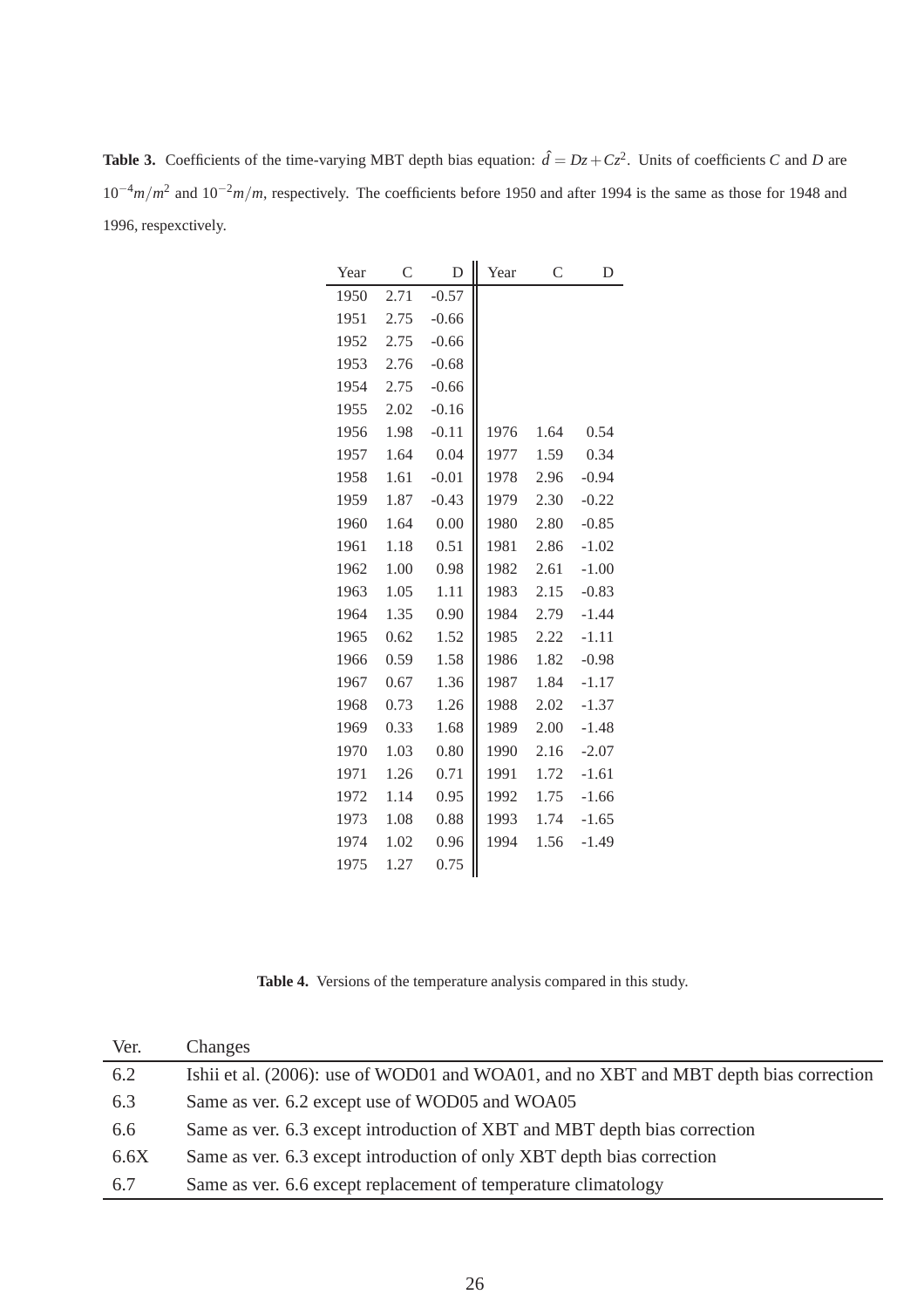**Table 3.** Coefficients of the time-varying MBT depth bias equation: $\hat{d} = Dz + Cz^2$. Units of coefficients $C$ and $D$ are $10^{-4}m/m^2$ and $10^{-2}m/m$, respectively. The coefficients before 1950 and after 1994 is the same as those for 1948 and 1996, respexctively.

| Year | C | D | Year | C | D |
|---|---|---|---|---|---|
| 1950 | 2.71 | -0.57 | | | |
| 1951 | 2.75 | -0.66 | | | |
| 1952 | 2.75 | -0.66 | | | |
| 1953 | 2.76 | -0.68 | | | |
| 1954 | 2.75 | -0.66 | | | |
| 1955 | 2.02 | -0.16 | | | |
| 1956 | 1.98 | -0.11 | 1976 | 1.64 | 0.54 |
| 1957 | 1.64 | 0.04 | 1977 | 1.59 | 0.34 |
| 1958 | 1.61 | -0.01 | 1978 | 2.96 | -0.94 |
| 1959 | 1.87 | -0.43 | 1979 | 2.30 | -0.22 |
| 1960 | 1.64 | 0.00 | 1980 | 2.80 | -0.85 |
| 1961 | 1.18 | 0.51 | 1981 | 2.86 | -1.02 |
| 1962 | 1.00 | 0.98 | 1982 | 2.61 | -1.00 |
| 1963 | 1.05 | 1.11 | 1983 | 2.15 | -0.83 |
| 1964 | 1.35 | 0.90 | 1984 | 2.79 | -1.44 |
| 1965 | 0.62 | 1.52 | 1985 | 2.22 | -1.11 |
| 1966 | 0.59 | 1.58 | 1986 | 1.82 | -0.98 |
| 1967 | 0.67 | 1.36 | 1987 | 1.84 | -1.17 |
| 1968 | 0.73 | 1.26 | 1988 | 2.02 | -1.37 |
| 1969 | 0.33 | 1.68 | 1989 | 2.00 | -1.48 |
| 1970 | 1.03 | 0.80 | 1990 | 2.16 | -2.07 |
| 1971 | 1.26 | 0.71 | 1991 | 1.72 | -1.61 |
| 1972 | 1.14 | 0.95 | 1992 | 1.75 | -1.66 |
| 1973 | 1.08 | 0.88 | 1993 | 1.74 | -1.65 |
| 1974 | 1.02 | 0.96 | 1994 | 1.56 | -1.49 |
| 1975 | 1.27 | 0.75 | | | |

**Table 4.** Versions of the temperature analysis compared in this study.

| Ver. | Changes |
|---|---|
| 6.2 | Ishii et al. (2006): use of WOD01 and WOA01, and no XBT and MBT depth bias correction |
| 6.3 | Same as ver. 6.2 except use of WOD05 and WOA05 |
| 6.6 | Same as ver. 6.3 except introduction of XBT and MBT depth bias correction |
| 6.6X | Same as ver. 6.3 except introduction of only XBT depth bias correction |
| 6.7 | Same as ver. 6.6 except replacement of temperature climatology |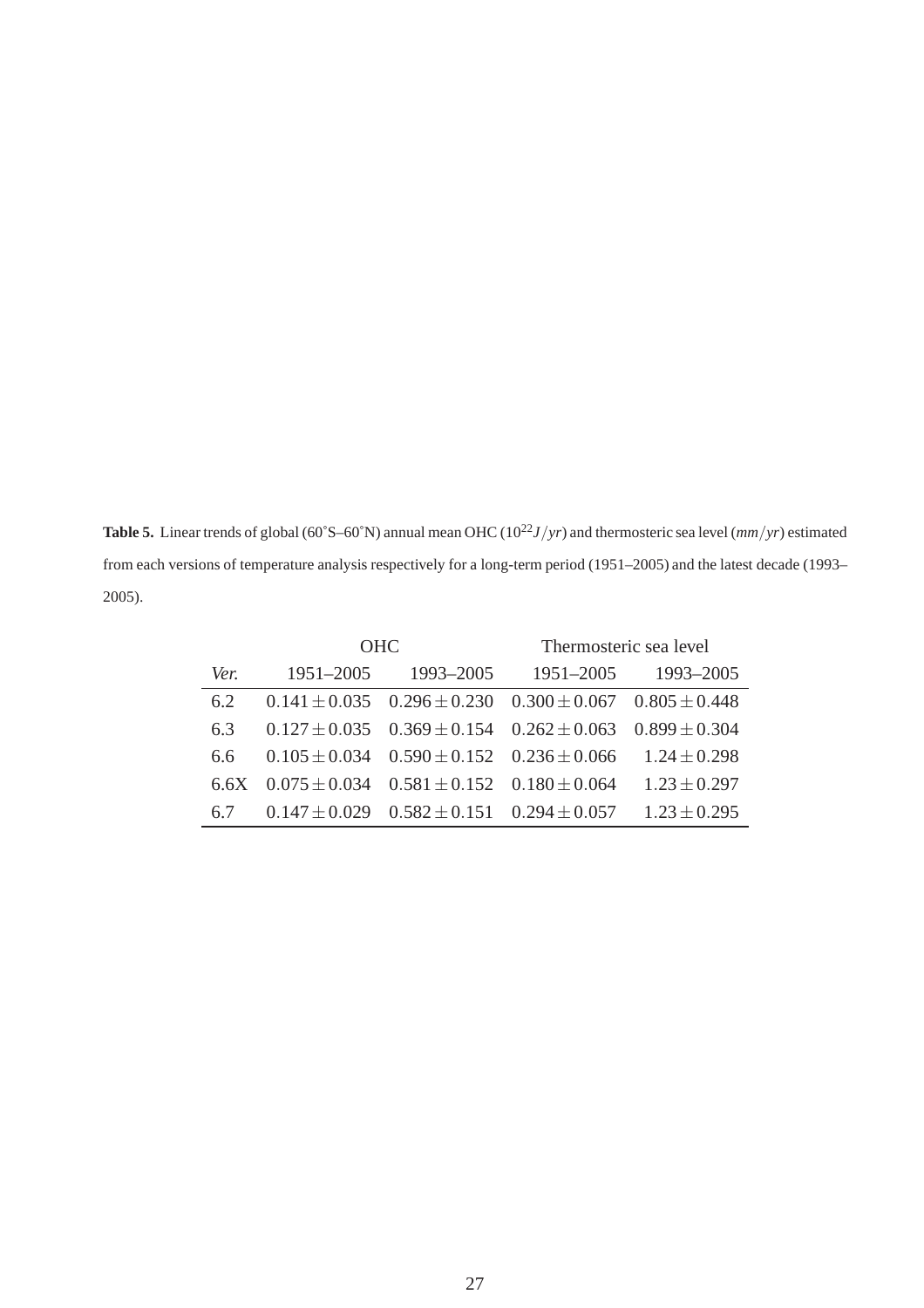**Table 5.** Linear trends of global (60˚S–60˚N) annual mean OHC ($10^{22} J/yr$) and thermosteric sea level ($mm/yr$) estimated from each versions of temperature analysis respectively for a long-term period (1951–2005) and the latest decade (1993–2005).

| | OHC | | Thermosteric sea level | |
|---|---|---|---|---|
| *Ver.* | 1951–2005 | 1993–2005 | 1951–2005 | 1993–2005 |
| 6.2 | $0.141 \pm 0.035$ | $0.296 \pm 0.230$ | $0.300 \pm 0.067$ | $0.805 \pm 0.448$ |
| 6.3 | $0.127 \pm 0.035$ | $0.369 \pm 0.154$ | $0.262 \pm 0.063$ | $0.899 \pm 0.304$ |
| 6.6 | $0.105 \pm 0.034$ | $0.590 \pm 0.152$ | $0.236 \pm 0.066$ | $1.24 \pm 0.298$ |
| 6.6X | $0.075 \pm 0.034$ | $0.581 \pm 0.152$ | $0.180 \pm 0.064$ | $1.23 \pm 0.297$ |
| 6.7 | $0.147 \pm 0.029$ | $0.582 \pm 0.151$ | $0.294 \pm 0.057$ | $1.23 \pm 0.295$ |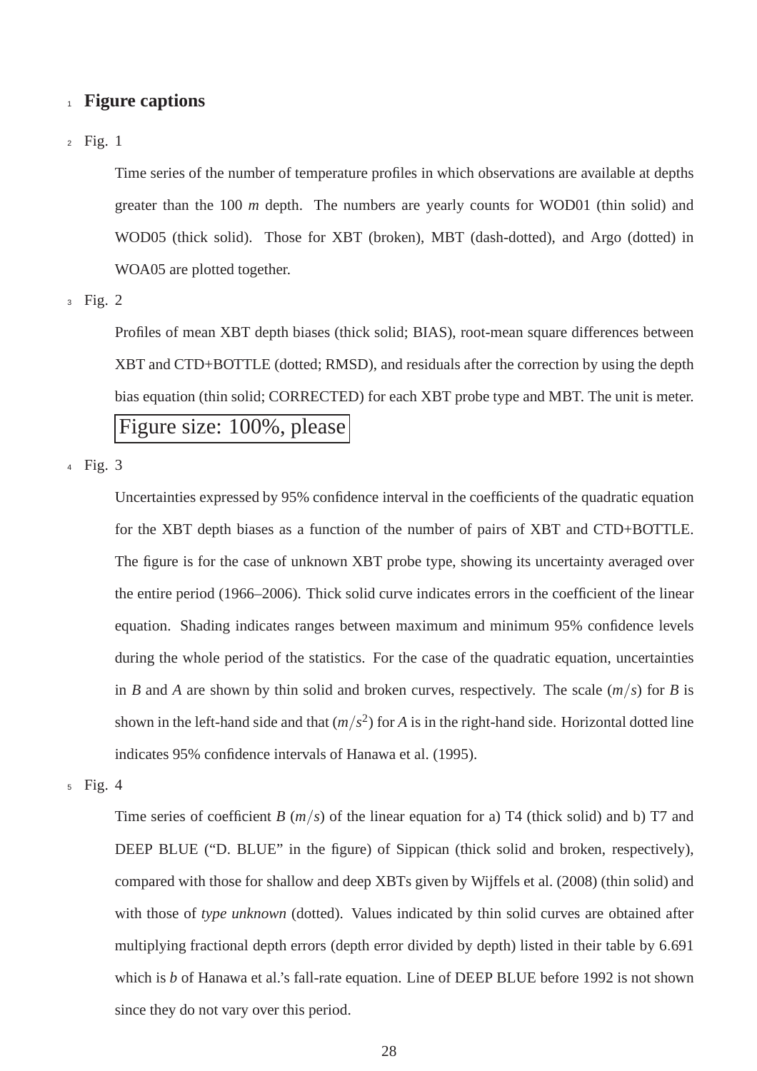# Figure captions

Fig. 1

Time series of the number of temperature profiles in which observations are available at depths greater than the 100 *m* depth. The numbers are yearly counts for WOD01 (thin solid) and WOD05 (thick solid). Those for XBT (broken), MBT (dash-dotted), and Argo (dotted) in WOA05 are plotted together.

Fig. 2

Profiles of mean XBT depth biases (thick solid; BIAS), root-mean square differences between XBT and CTD+BOTTLE (dotted; RMSD), and residuals after the correction by using the depth bias equation (thin solid; CORRECTED) for each XBT probe type and MBT. The unit is meter.

Figure size: 100%, please

Fig. 3

Uncertainties expressed by 95% confidence interval in the coefficients of the quadratic equation for the XBT depth biases as a function of the number of pairs of XBT and CTD+BOTTLE. The figure is for the case of unknown XBT probe type, showing its uncertainty averaged over the entire period (1966–2006). Thick solid curve indicates errors in the coefficient of the linear equation. Shading indicates ranges between maximum and minimum 95% confidence levels during the whole period of the statistics. For the case of the quadratic equation, uncertainties in $B$ and $A$ are shown by thin solid and broken curves, respectively. The scale ($m/s$) for $B$ is shown in the left-hand side and that ($m/s^2$) for $A$ is in the right-hand side. Horizontal dotted line indicates 95% confidence intervals of Hanawa et al. (1995).

Fig. 4

Time series of coefficient $B$ ($m/s$) of the linear equation for a) T4 (thick solid) and b) T7 and DEEP BLUE ("D. BLUE" in the figure) of Sippican (thick solid and broken, respectively), compared with those for shallow and deep XBTs given by Wijffels et al. (2008) (thin solid) and with those of *type unknown* (dotted). Values indicated by thin solid curves are obtained after multiplying fractional depth errors (depth error divided by depth) listed in their table by 6.691 which is $b$ of Hanawa et al.'s fall-rate equation. Line of DEEP BLUE before 1992 is not shown since they do not vary over this period.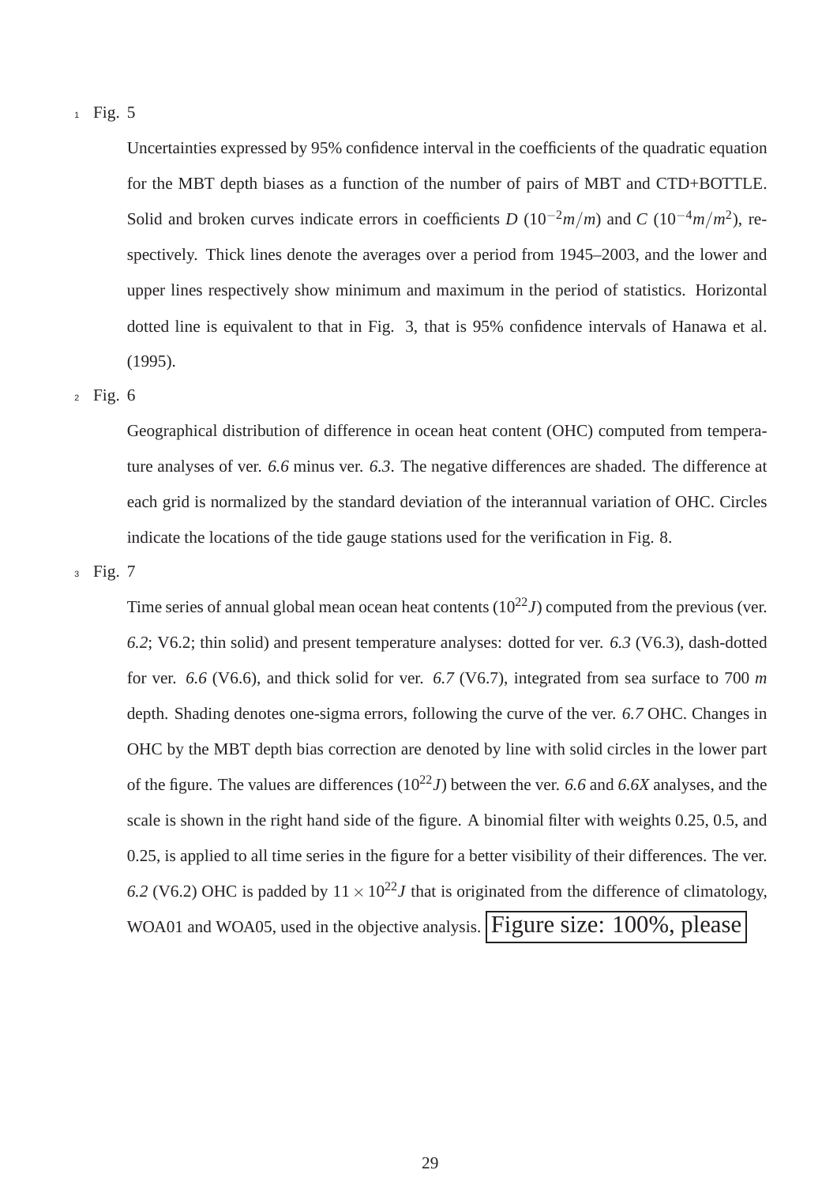Fig. 5

Uncertainties expressed by 95% confidence interval in the coefficients of the quadratic equation for the MBT depth biases as a function of the number of pairs of MBT and CTD+BOTTLE. Solid and broken curves indicate errors in coefficients $D$ ($10^{-2}m/m$) and $C$ ($10^{-4}m/m^2$), respectively. Thick lines denote the averages over a period from 1945–2003, and the lower and upper lines respectively show minimum and maximum in the period of statistics. Horizontal dotted line is equivalent to that in Fig. 3, that is 95% confidence intervals of Hanawa et al. (1995).

Fig. 6

Geographical distribution of difference in ocean heat content (OHC) computed from temperature analyses of ver. *6.6* minus ver. *6.3*. The negative differences are shaded. The difference at each grid is normalized by the standard deviation of the interannual variation of OHC. Circles indicate the locations of the tide gauge stations used for the verification in Fig. 8.

Fig. 7

Time series of annual global mean ocean heat contents ($10^{22}J$) computed from the previous (ver. *6.2*; V6.2; thin solid) and present temperature analyses: dotted for ver. *6.3* (V6.3), dash-dotted for ver. *6.6* (V6.6), and thick solid for ver. *6.7* (V6.7), integrated from sea surface to 700 $m$ depth. Shading denotes one-sigma errors, following the curve of the ver. *6.7* OHC. Changes in OHC by the MBT depth bias correction are denoted by line with solid circles in the lower part of the figure. The values are differences ($10^{22}J$) between the ver. *6.6* and *6.6X* analyses, and the scale is shown in the right hand side of the figure. A binomial filter with weights 0.25, 0.5, and 0.25, is applied to all time series in the figure for a better visibility of their differences. The ver. *6.2* (V6.2) OHC is padded by $11 \times 10^{22}J$ that is originated from the difference of climatology, WOA01 and WOA05, used in the objective analysis. Figure size: 100%, please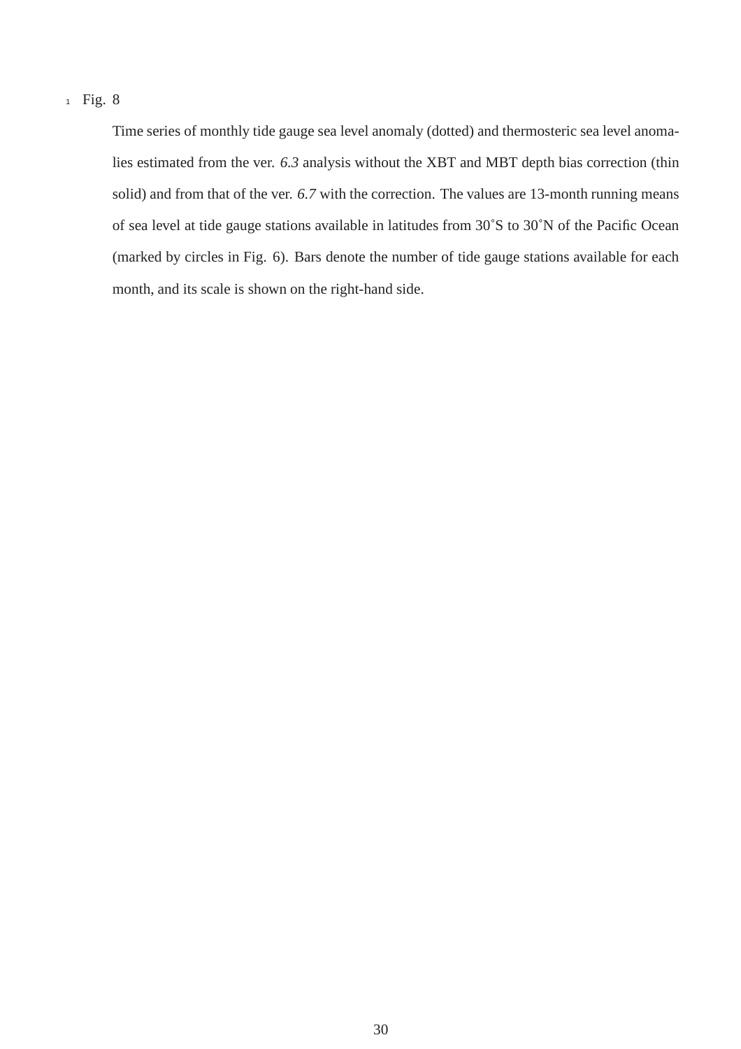Fig. 8

Time series of monthly tide gauge sea level anomaly (dotted) and thermosteric sea level anomalies estimated from the ver. *6.3* analysis without the XBT and MBT depth bias correction (thin solid) and from that of the ver. *6.7* with the correction. The values are 13-month running means of sea level at tide gauge stations available in latitudes from 30˚S to 30˚N of the Pacific Ocean (marked by circles in Fig. 6). Bars denote the number of tide gauge stations available for each month, and its scale is shown on the right-hand side.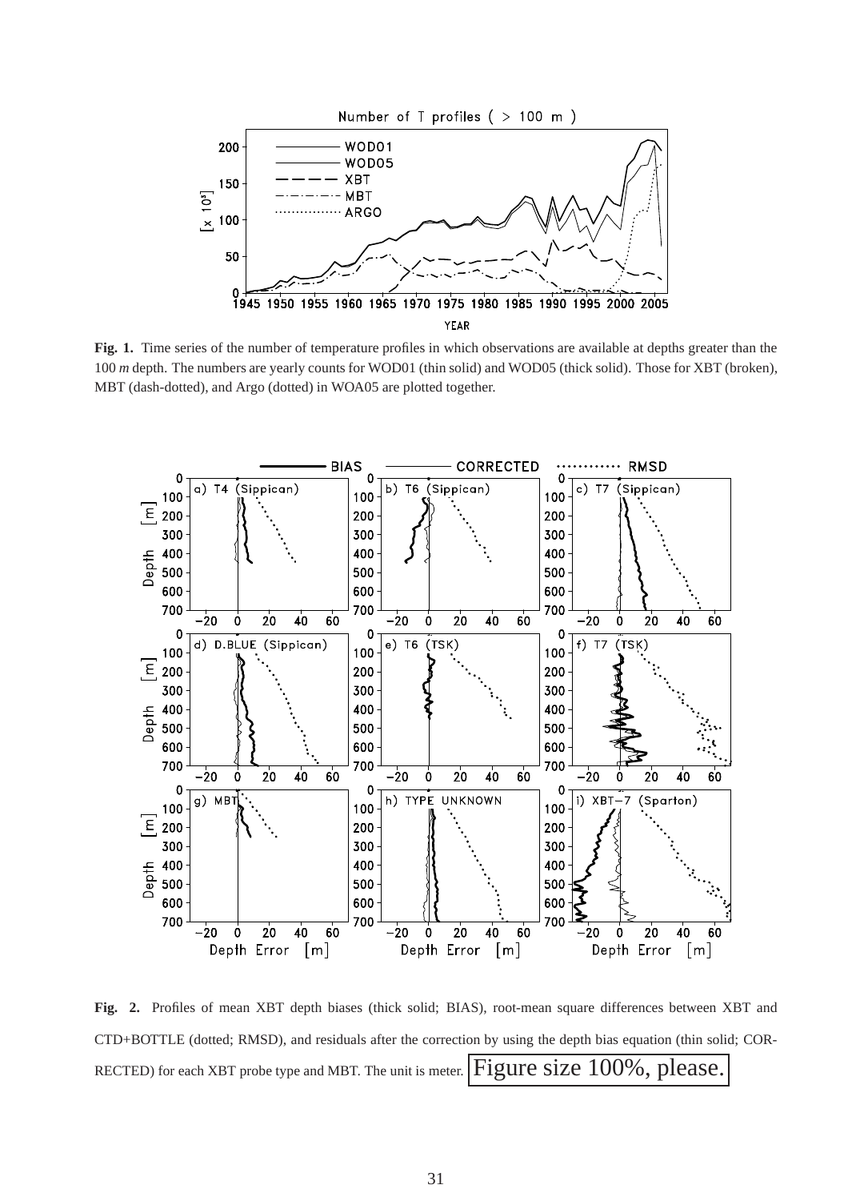**Fig. 1.** Time series of the number of temperature profiles in which observations are available at depths greater than the 100 *m* depth. The numbers are yearly counts for WOD01 (thin solid) and WOD05 (thick solid). Those for XBT (broken), MBT (dash-dotted), and Argo (dotted) in WOA05 are plotted together.

**Fig. 2.** Profiles of mean XBT depth biases (thick solid; BIAS), root-mean square differences between XBT and CTD+BOTTLE (dotted; RMSD), and residuals after the correction by using the depth bias equation (thin solid; CORRECTED) for each XBT probe type and MBT. The unit is meter. Figure size 100%, please.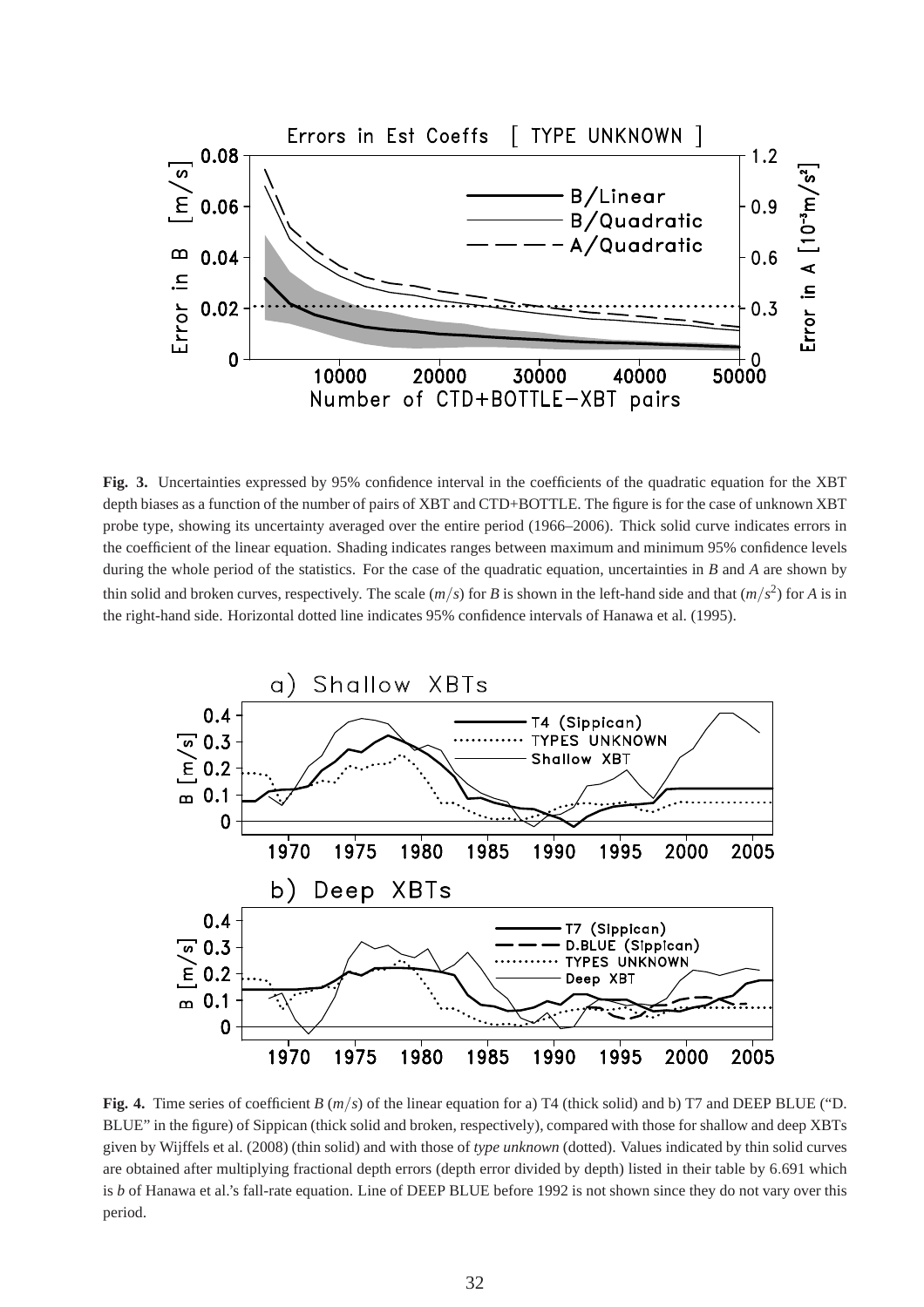**Fig. 3.** Uncertainties expressed by 95% confidence interval in the coefficients of the quadratic equation for the XBT depth biases as a function of the number of pairs of XBT and CTD+BOTTLE. The figure is for the case of unknown XBT probe type, showing its uncertainty averaged over the entire period (1966–2006). Thick solid curve indicates errors in the coefficient of the linear equation. Shading indicates ranges between maximum and minimum 95% confidence levels during the whole period of the statistics. For the case of the quadratic equation, uncertainties in *B* and *A* are shown by thin solid and broken curves, respectively. The scale ($m/s$) for *B* is shown in the left-hand side and that ($m/s^2$) for *A* is in the right-hand side. Horizontal dotted line indicates 95% confidence intervals of Hanawa et al. (1995).

**Fig. 4.** Time series of coefficient *B* ($m/s$) of the linear equation for a) T4 (thick solid) and b) T7 and DEEP BLUE ("D. BLUE" in the figure) of Sippican (thick solid and broken, respectively), compared with those for shallow and deep XBTs given by Wijffels et al. (2008) (thin solid) and with those of *type unknown* (dotted). Values indicated by thin solid curves are obtained after multiplying fractional depth errors (depth error divided by depth) listed in their table by 6.691 which is *b* of Hanawa et al.'s fall-rate equation. Line of DEEP BLUE before 1992 is not shown since they do not vary over this period.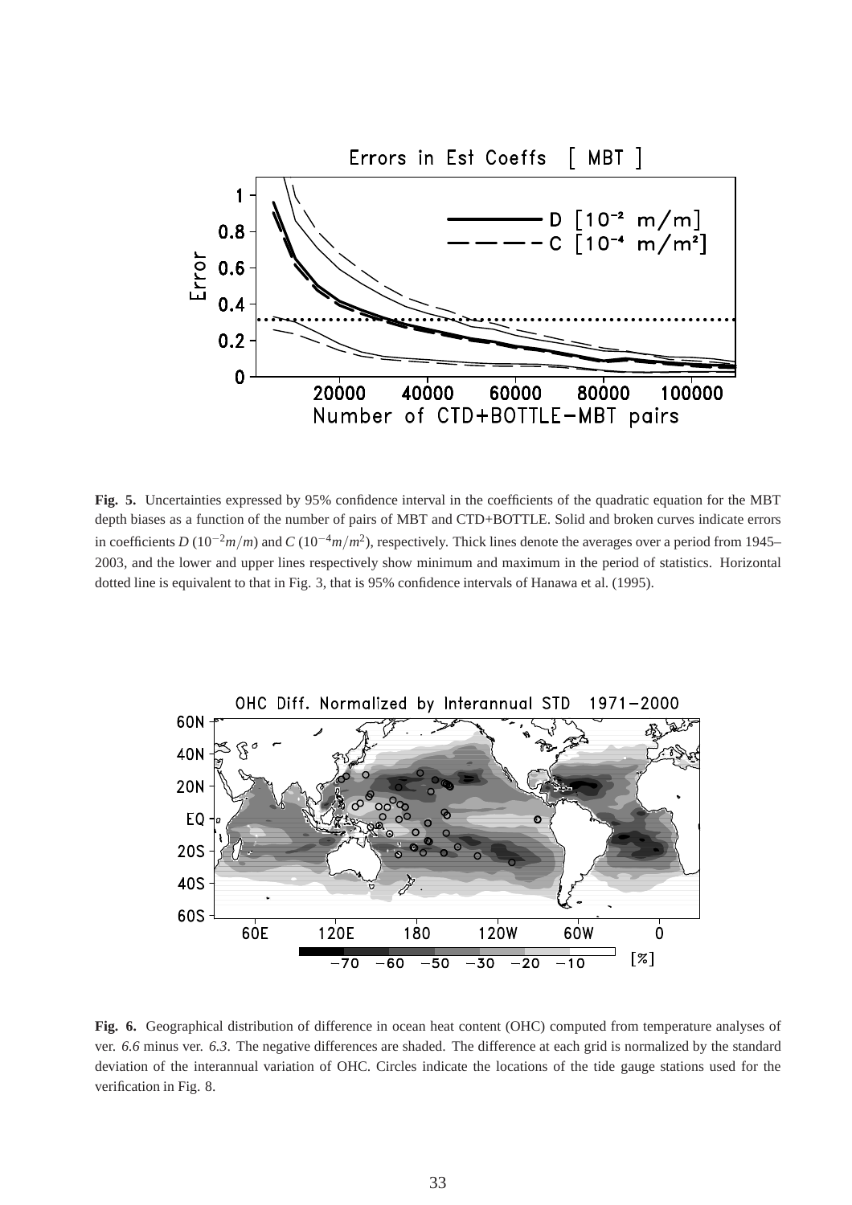**Fig. 5.** Uncertainties expressed by 95% confidence interval in the coefficients of the quadratic equation for the MBT depth biases as a function of the number of pairs of MBT and CTD+BOTTLE. Solid and broken curves indicate errors in coefficients $D$ ($10^{-2}m/m$) and $C$ ($10^{-4}m/m^2$), respectively. Thick lines denote the averages over a period from 1945–2003, and the lower and upper lines respectively show minimum and maximum in the period of statistics. Horizontal dotted line is equivalent to that in Fig. 3, that is 95% confidence intervals of Hanawa et al. (1995).

**Fig. 6.** Geographical distribution of difference in ocean heat content (OHC) computed from temperature analyses of ver. *6.6* minus ver. *6.3*. The negative differences are shaded. The difference at each grid is normalized by the standard deviation of the interannual variation of OHC. Circles indicate the locations of the tide gauge stations used for the verification in Fig. 8.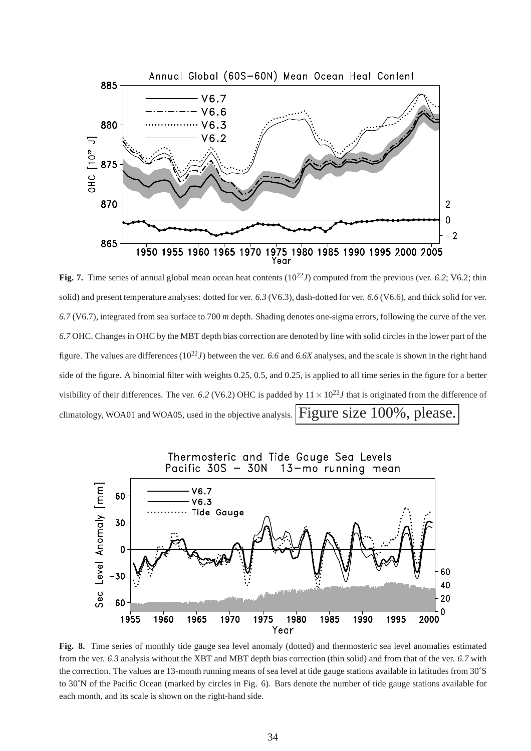Annual Global (60S–60N) Mean Ocean Heat Content

885
880
875
870
865

OHC [$10^{22}$ J]

V6.7
V6.6
V6.3
V6.2

2
0
−2

1950 1955 1960 1965 1970 1975 1980 1985 1990 1995 2000 2005

Year

**Fig. 7.** Time series of annual global mean ocean heat contents ($10^{22}J$) computed from the previous (ver. *6.2*; V6.2; thin solid) and present temperature analyses: dotted for ver. *6.3* (V6.3), dash-dotted for ver. *6.6* (V6.6), and thick solid for ver. *6.7* (V6.7), integrated from sea surface to 700 *m* depth. Shading denotes one-sigma errors, following the curve of the ver. *6.7* OHC. Changes in OHC by the MBT depth bias correction are denoted by line with solid circles in the lower part of the figure. The values are differences ($10^{22}J$) between the ver. *6.6* and *6.6X* analyses, and the scale is shown in the right hand side of the figure. A binomial filter with weights 0.25, 0.5, and 0.25, is applied to all time series in the figure for a better visibility of their differences. The ver. *6.2* (V6.2) OHC is padded by $11 \times 10^{22}J$ that is originated from the difference of climatology, WOA01 and WOA05, used in the objective analysis. Figure size 100%, please.

Thermosteric and Tide Gauge Sea Levels
Pacific 30S – 30N 13–mo running mean

60
30
0
−30
−60

Sea Level Anomaly [mm]

V6.7
V6.3
Tide Gauge

60
40
20
0

1955 1960 1965 1970 1975 1980 1985 1990 1995 2000

Year

**Fig. 8.** Time series of monthly tide gauge sea level anomaly (dotted) and thermosteric sea level anomalies estimated from the ver. *6.3* analysis without the XBT and MBT depth bias correction (thin solid) and from that of the ver. *6.7* with the correction. The values are 13-month running means of sea level at tide gauge stations available in latitudes from 30˚S to 30˚N of the Pacific Ocean (marked by circles in Fig. 6). Bars denote the number of tide gauge stations available for each month, and its scale is shown on the right-hand side.